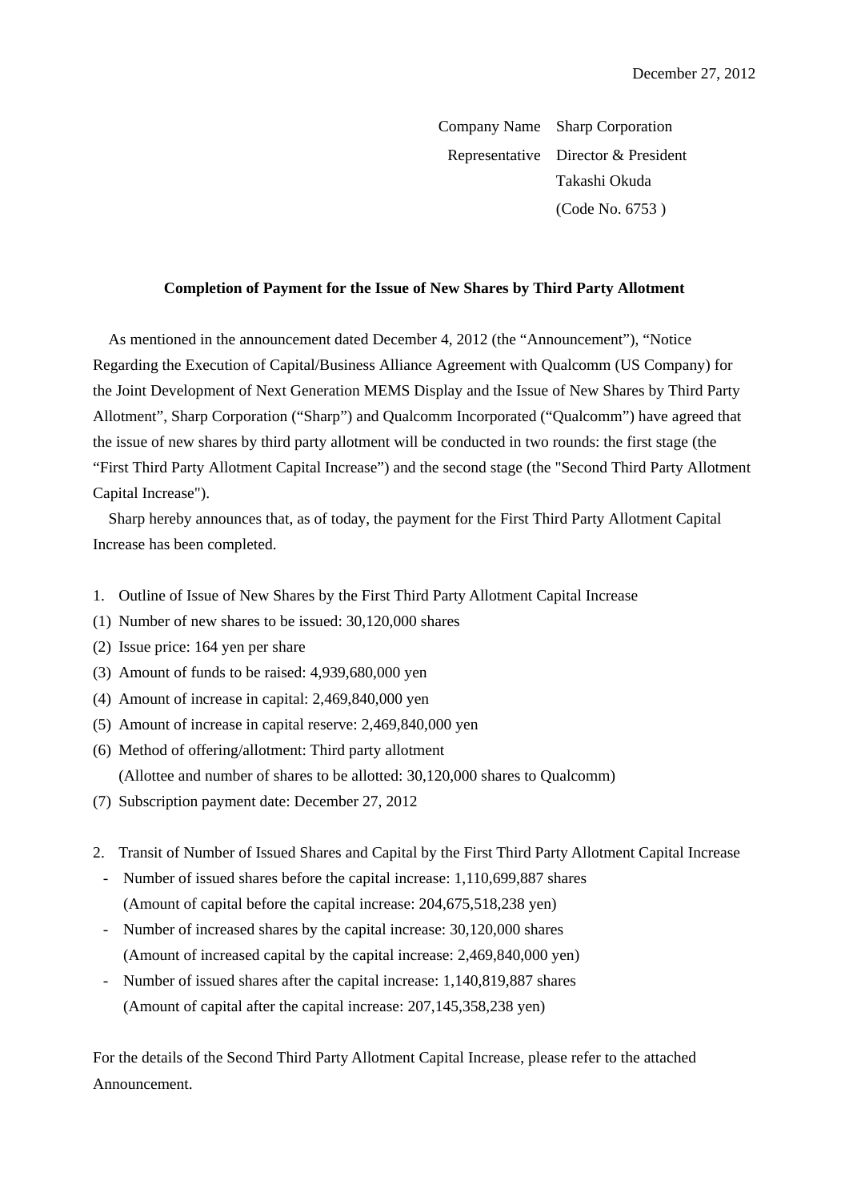December 27, 2012

Company Name Sharp Corporation
Representative Director & President
Takashi Okuda
(Code No. 6753 )

**Completion of Payment for the Issue of New Shares by Third Party Allotment**

As mentioned in the announcement dated December 4, 2012 (the "Announcement"), "Notice Regarding the Execution of Capital/Business Alliance Agreement with Qualcomm (US Company) for the Joint Development of Next Generation MEMS Display and the Issue of New Shares by Third Party Allotment", Sharp Corporation ("Sharp") and Qualcomm Incorporated ("Qualcomm") have agreed that the issue of new shares by third party allotment will be conducted in two rounds: the first stage (the "First Third Party Allotment Capital Increase") and the second stage (the "Second Third Party Allotment Capital Increase").

Sharp hereby announces that, as of today, the payment for the First Third Party Allotment Capital Increase has been completed.

1. Outline of Issue of New Shares by the First Third Party Allotment Capital Increase

(1) Number of new shares to be issued: 30,120,000 shares

(2) Issue price: 164 yen per share

(3) Amount of funds to be raised: 4,939,680,000 yen

(4) Amount of increase in capital: 2,469,840,000 yen

(5) Amount of increase in capital reserve: 2,469,840,000 yen

(6) Method of offering/allotment: Third party allotment
(Allottee and number of shares to be allotted: 30,120,000 shares to Qualcomm)

(7) Subscription payment date: December 27, 2012

2. Transit of Number of Issued Shares and Capital by the First Third Party Allotment Capital Increase

- Number of issued shares before the capital increase: 1,110,699,887 shares
  (Amount of capital before the capital increase: 204,675,518,238 yen)
- Number of increased shares by the capital increase: 30,120,000 shares
  (Amount of increased capital by the capital increase: 2,469,840,000 yen)
- Number of issued shares after the capital increase: 1,140,819,887 shares
  (Amount of capital after the capital increase: 207,145,358,238 yen)

For the details of the Second Third Party Allotment Capital Increase, please refer to the attached Announcement.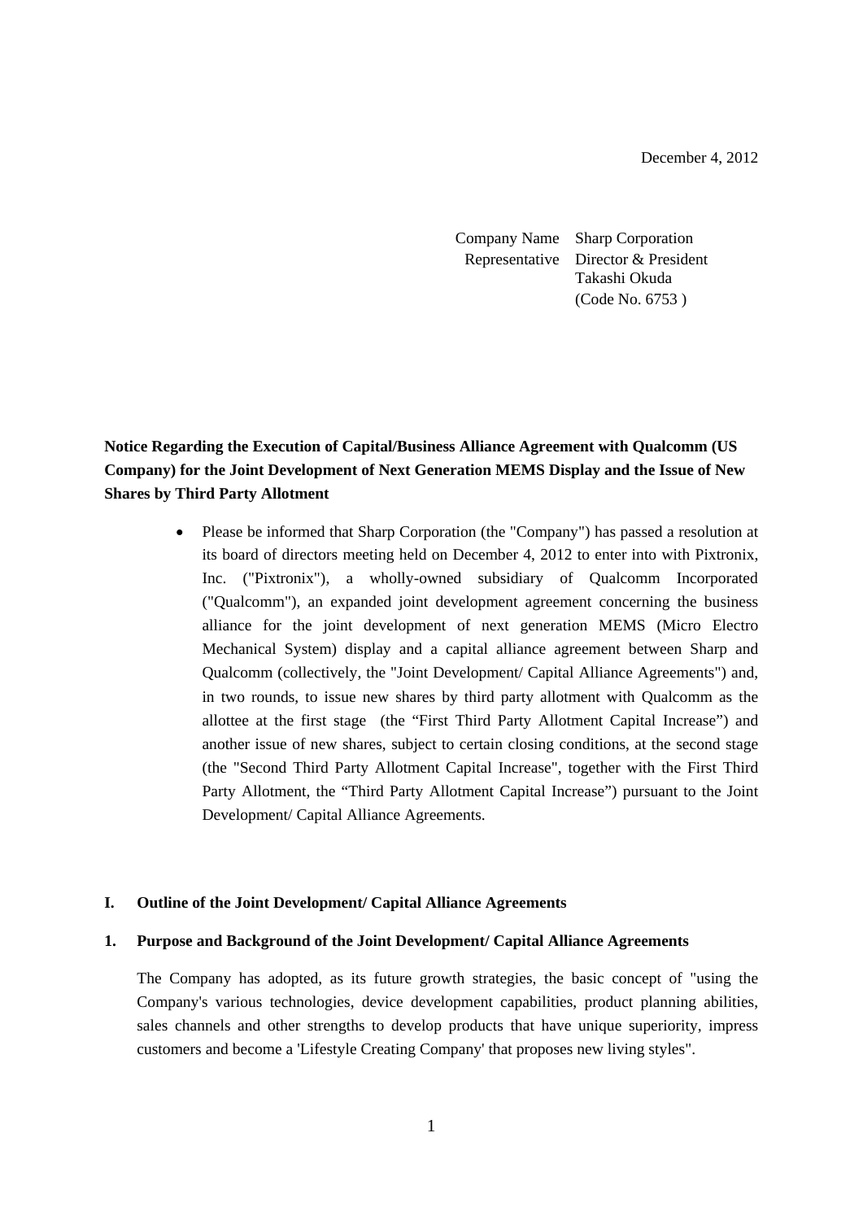December 4, 2012

Company Name Sharp Corporation
Representative Director & President
Takashi Okuda
(Code No. 6753 )

**Notice Regarding the Execution of Capital/Business Alliance Agreement with Qualcomm (US Company) for the Joint Development of Next Generation MEMS Display and the Issue of New Shares by Third Party Allotment**

- Please be informed that Sharp Corporation (the "Company") has passed a resolution at its board of directors meeting held on December 4, 2012 to enter into with Pixtronix, Inc. ("Pixtronix"), a wholly-owned subsidiary of Qualcomm Incorporated ("Qualcomm"), an expanded joint development agreement concerning the business alliance for the joint development of next generation MEMS (Micro Electro Mechanical System) display and a capital alliance agreement between Sharp and Qualcomm (collectively, the "Joint Development/ Capital Alliance Agreements") and, in two rounds, to issue new shares by third party allotment with Qualcomm as the allottee at the first stage (the "First Third Party Allotment Capital Increase") and another issue of new shares, subject to certain closing conditions, at the second stage (the "Second Third Party Allotment Capital Increase", together with the First Third Party Allotment, the "Third Party Allotment Capital Increase") pursuant to the Joint Development/ Capital Alliance Agreements.

## I. Outline of the Joint Development/ Capital Alliance Agreements

### 1. Purpose and Background of the Joint Development/ Capital Alliance Agreements

The Company has adopted, as its future growth strategies, the basic concept of "using the Company's various technologies, device development capabilities, product planning abilities, sales channels and other strengths to develop products that have unique superiority, impress customers and become a 'Lifestyle Creating Company' that proposes new living styles".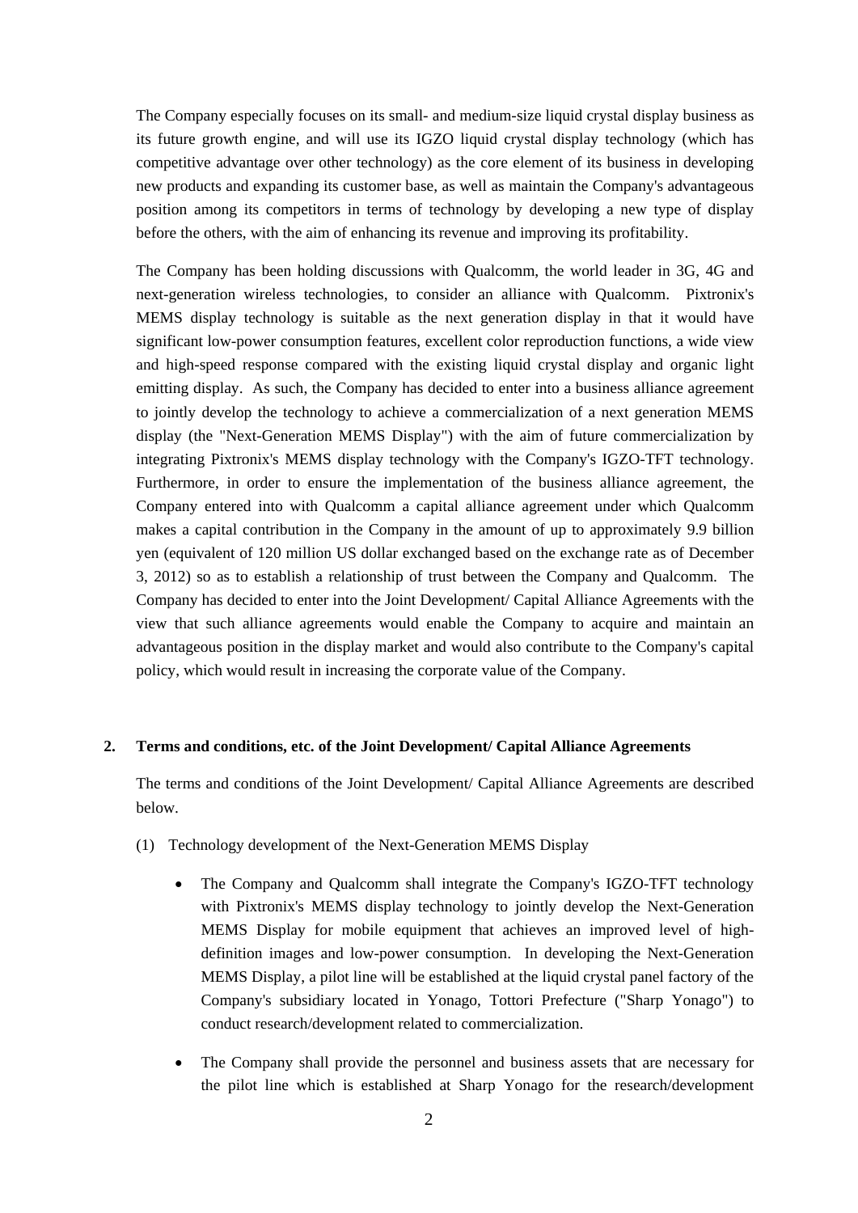The Company especially focuses on its small- and medium-size liquid crystal display business as its future growth engine, and will use its IGZO liquid crystal display technology (which has competitive advantage over other technology) as the core element of its business in developing new products and expanding its customer base, as well as maintain the Company's advantageous position among its competitors in terms of technology by developing a new type of display before the others, with the aim of enhancing its revenue and improving its profitability.

The Company has been holding discussions with Qualcomm, the world leader in 3G, 4G and next-generation wireless technologies, to consider an alliance with Qualcomm. Pixtronix's MEMS display technology is suitable as the next generation display in that it would have significant low-power consumption features, excellent color reproduction functions, a wide view and high-speed response compared with the existing liquid crystal display and organic light emitting display. As such, the Company has decided to enter into a business alliance agreement to jointly develop the technology to achieve a commercialization of a next generation MEMS display (the "Next-Generation MEMS Display") with the aim of future commercialization by integrating Pixtronix's MEMS display technology with the Company's IGZO-TFT technology. Furthermore, in order to ensure the implementation of the business alliance agreement, the Company entered into with Qualcomm a capital alliance agreement under which Qualcomm makes a capital contribution in the Company in the amount of up to approximately 9.9 billion yen (equivalent of 120 million US dollar exchanged based on the exchange rate as of December 3, 2012) so as to establish a relationship of trust between the Company and Qualcomm. The Company has decided to enter into the Joint Development/ Capital Alliance Agreements with the view that such alliance agreements would enable the Company to acquire and maintain an advantageous position in the display market and would also contribute to the Company's capital policy, which would result in increasing the corporate value of the Company.

## 2. Terms and conditions, etc. of the Joint Development/ Capital Alliance Agreements

The terms and conditions of the Joint Development/ Capital Alliance Agreements are described below.

(1) Technology development of the Next-Generation MEMS Display

- The Company and Qualcomm shall integrate the Company's IGZO-TFT technology with Pixtronix's MEMS display technology to jointly develop the Next-Generation MEMS Display for mobile equipment that achieves an improved level of high-definition images and low-power consumption. In developing the Next-Generation MEMS Display, a pilot line will be established at the liquid crystal panel factory of the Company's subsidiary located in Yonago, Tottori Prefecture ("Sharp Yonago") to conduct research/development related to commercialization.
- The Company shall provide the personnel and business assets that are necessary for the pilot line which is established at Sharp Yonago for the research/development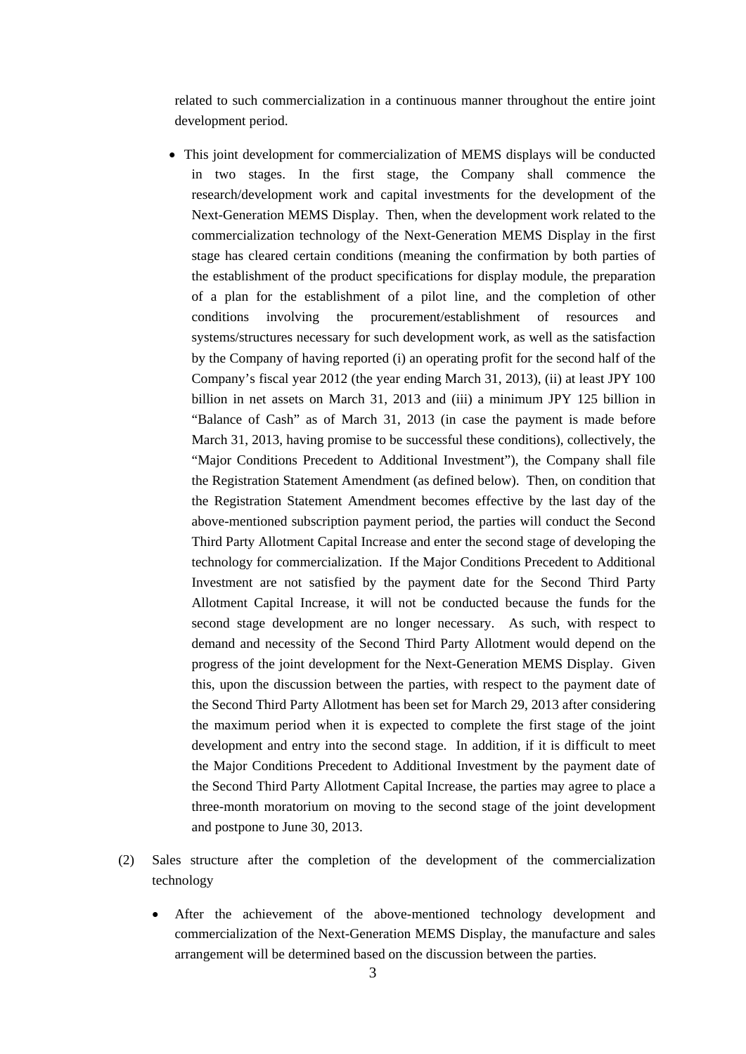related to such commercialization in a continuous manner throughout the entire joint development period.

- This joint development for commercialization of MEMS displays will be conducted in two stages. In the first stage, the Company shall commence the research/development work and capital investments for the development of the Next-Generation MEMS Display. Then, when the development work related to the commercialization technology of the Next-Generation MEMS Display in the first stage has cleared certain conditions (meaning the confirmation by both parties of the establishment of the product specifications for display module, the preparation of a plan for the establishment of a pilot line, and the completion of other conditions involving the procurement/establishment of resources and systems/structures necessary for such development work, as well as the satisfaction by the Company of having reported (i) an operating profit for the second half of the Company's fiscal year 2012 (the year ending March 31, 2013), (ii) at least JPY 100 billion in net assets on March 31, 2013 and (iii) a minimum JPY 125 billion in "Balance of Cash" as of March 31, 2013 (in case the payment is made before March 31, 2013, having promise to be successful these conditions), collectively, the "Major Conditions Precedent to Additional Investment"), the Company shall file the Registration Statement Amendment (as defined below). Then, on condition that the Registration Statement Amendment becomes effective by the last day of the above-mentioned subscription payment period, the parties will conduct the Second Third Party Allotment Capital Increase and enter the second stage of developing the technology for commercialization. If the Major Conditions Precedent to Additional Investment are not satisfied by the payment date for the Second Third Party Allotment Capital Increase, it will not be conducted because the funds for the second stage development are no longer necessary. As such, with respect to demand and necessity of the Second Third Party Allotment would depend on the progress of the joint development for the Next-Generation MEMS Display. Given this, upon the discussion between the parties, with respect to the payment date of the Second Third Party Allotment has been set for March 29, 2013 after considering the maximum period when it is expected to complete the first stage of the joint development and entry into the second stage. In addition, if it is difficult to meet the Major Conditions Precedent to Additional Investment by the payment date of the Second Third Party Allotment Capital Increase, the parties may agree to place a three-month moratorium on moving to the second stage of the joint development and postpone to June 30, 2013.

(2) Sales structure after the completion of the development of the commercialization technology

- After the achievement of the above-mentioned technology development and commercialization of the Next-Generation MEMS Display, the manufacture and sales arrangement will be determined based on the discussion between the parties.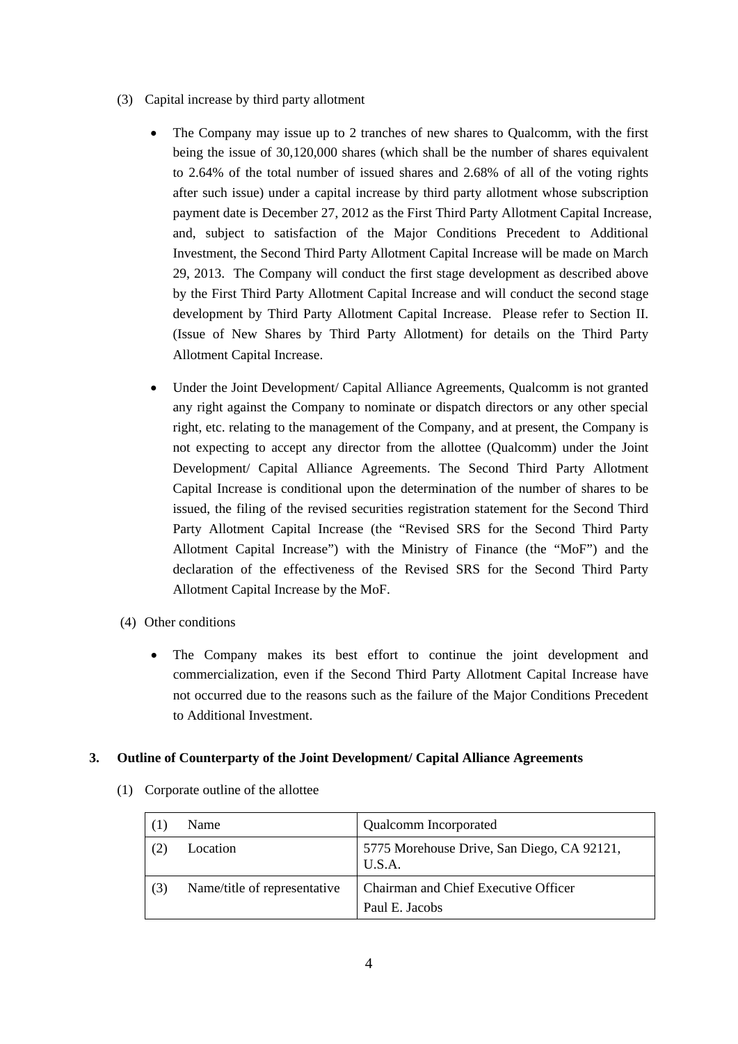(3) Capital increase by third party allotment

- The Company may issue up to 2 tranches of new shares to Qualcomm, with the first being the issue of 30,120,000 shares (which shall be the number of shares equivalent to 2.64% of the total number of issued shares and 2.68% of all of the voting rights after such issue) under a capital increase by third party allotment whose subscription payment date is December 27, 2012 as the First Third Party Allotment Capital Increase, and, subject to satisfaction of the Major Conditions Precedent to Additional Investment, the Second Third Party Allotment Capital Increase will be made on March 29, 2013. The Company will conduct the first stage development as described above by the First Third Party Allotment Capital Increase and will conduct the second stage development by Third Party Allotment Capital Increase. Please refer to Section II. (Issue of New Shares by Third Party Allotment) for details on the Third Party Allotment Capital Increase.

- Under the Joint Development/ Capital Alliance Agreements, Qualcomm is not granted any right against the Company to nominate or dispatch directors or any other special right, etc. relating to the management of the Company, and at present, the Company is not expecting to accept any director from the allottee (Qualcomm) under the Joint Development/ Capital Alliance Agreements. The Second Third Party Allotment Capital Increase is conditional upon the determination of the number of shares to be issued, the filing of the revised securities registration statement for the Second Third Party Allotment Capital Increase (the "Revised SRS for the Second Third Party Allotment Capital Increase") with the Ministry of Finance (the "MoF") and the declaration of the effectiveness of the Revised SRS for the Second Third Party Allotment Capital Increase by the MoF.

(4) Other conditions

- The Company makes its best effort to continue the joint development and commercialization, even if the Second Third Party Allotment Capital Increase have not occurred due to the reasons such as the failure of the Major Conditions Precedent to Additional Investment.

### 3. Outline of Counterparty of the Joint Development/ Capital Alliance Agreements

(1) Corporate outline of the allottee

| (1) | Name | Qualcomm Incorporated |
|---|---|---|
| (2) | Location | 5775 Morehouse Drive, San Diego, CA 92121, U.S.A. |
| (3) | Name/title of representative | Chairman and Chief Executive Officer<br>Paul E. Jacobs |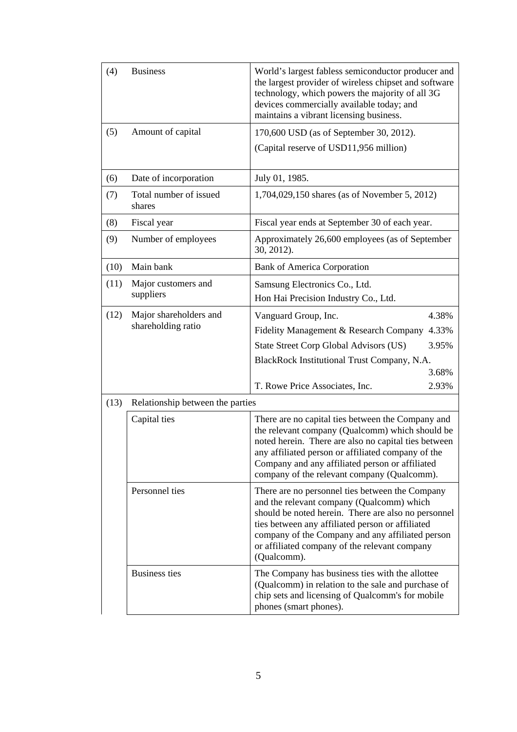| | | |
|---|---|---|
| (4) | Business | World's largest fabless semiconductor producer and the largest provider of wireless chipset and software technology, which powers the majority of all 3G devices commercially available today; and maintains a vibrant licensing business. |
| (5) | Amount of capital | 170,600 USD (as of September 30, 2012).<br>(Capital reserve of USD11,956 million) |
| (6) | Date of incorporation | July 01, 1985. |
| (7) | Total number of issued shares | 1,704,029,150 shares (as of November 5, 2012) |
| (8) | Fiscal year | Fiscal year ends at September 30 of each year. |
| (9) | Number of employees | Approximately 26,600 employees (as of September 30, 2012). |
| (10) | Main bank | Bank of America Corporation |
| (11) | Major customers and suppliers | Samsung Electronics Co., Ltd.<br>Hon Hai Precision Industry Co., Ltd. |
| (12) | Major shareholders and shareholding ratio | Vanguard Group, Inc. 4.38%<br>Fidelity Management & Research Company 4.33%<br>State Street Corp Global Advisors (US) 3.95%<br>BlackRock Institutional Trust Company, N.A. 3.68%<br>T. Rowe Price Associates, Inc. 2.93% |
| (13) | Relationship between the parties | |
| | Capital ties | There are no capital ties between the Company and the relevant company (Qualcomm) which should be noted herein. There are also no capital ties between any affiliated person or affiliated company of the Company and any affiliated person or affiliated company of the relevant company (Qualcomm). |
| | Personnel ties | There are no personnel ties between the Company and the relevant company (Qualcomm) which should be noted herein. There are also no personnel ties between any affiliated person or affiliated company of the Company and any affiliated person or affiliated company of the relevant company (Qualcomm). |
| | Business ties | The Company has business ties with the allottee (Qualcomm) in relation to the sale and purchase of chip sets and licensing of Qualcomm's for mobile phones (smart phones). |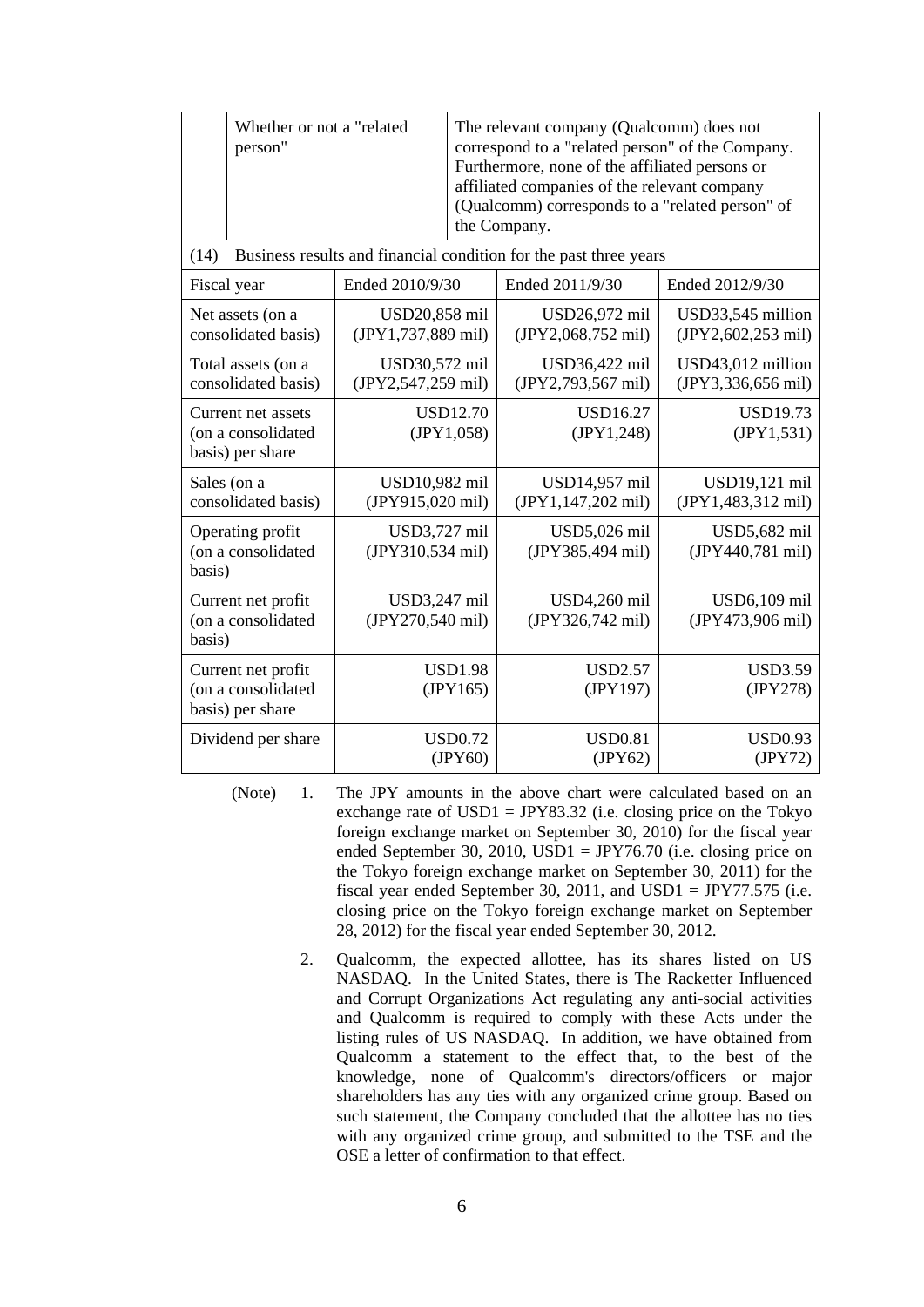| | Whether or not a "related person" | The relevant company (Qualcomm) does not correspond to a "related person" of the Company. Furthermore, none of the affiliated persons or affiliated companies of the relevant company (Qualcomm) corresponds to a "related person" of the Company. |
|---|---|---|

(14) Business results and financial condition for the past three years

| Fiscal year | Ended 2010/9/30 | Ended 2011/9/30 | Ended 2012/9/30 |
|---|---|---|---|
| Net assets (on a consolidated basis) | USD20,858 mil (JPY1,737,889 mil) | USD26,972 mil (JPY2,068,752 mil) | USD33,545 million (JPY2,602,253 mil) |
| Total assets (on a consolidated basis) | USD30,572 mil (JPY2,547,259 mil) | USD36,422 mil (JPY2,793,567 mil) | USD43,012 million (JPY3,336,656 mil) |
| Current net assets (on a consolidated basis) per share | USD12.70 (JPY1,058) | USD16.27 (JPY1,248) | USD19.73 (JPY1,531) |
| Sales (on a consolidated basis) | USD10,982 mil (JPY915,020 mil) | USD14,957 mil (JPY1,147,202 mil) | USD19,121 mil (JPY1,483,312 mil) |
| Operating profit (on a consolidated basis) | USD3,727 mil (JPY310,534 mil) | USD5,026 mil (JPY385,494 mil) | USD5,682 mil (JPY440,781 mil) |
| Current net profit (on a consolidated basis) | USD3,247 mil (JPY270,540 mil) | USD4,260 mil (JPY326,742 mil) | USD6,109 mil (JPY473,906 mil) |
| Current net profit (on a consolidated basis) per share | USD1.98 (JPY165) | USD2.57 (JPY197) | USD3.59 (JPY278) |
| Dividend per share | USD0.72 (JPY60) | USD0.81 (JPY62) | USD0.93 (JPY72) |

(Note)

1. The JPY amounts in the above chart were calculated based on an exchange rate of USD1 = JPY83.32 (i.e. closing price on the Tokyo foreign exchange market on September 30, 2010) for the fiscal year ended September 30, 2010, USD1 = JPY76.70 (i.e. closing price on the Tokyo foreign exchange market on September 30, 2011) for the fiscal year ended September 30, 2011, and USD1 = JPY77.575 (i.e. closing price on the Tokyo foreign exchange market on September 28, 2012) for the fiscal year ended September 30, 2012.

2. Qualcomm, the expected allottee, has its shares listed on US NASDAQ. In the United States, there is The Racketter Influenced and Corrupt Organizations Act regulating any anti-social activities and Qualcomm is required to comply with these Acts under the listing rules of US NASDAQ. In addition, we have obtained from Qualcomm a statement to the effect that, to the best of the knowledge, none of Qualcomm's directors/officers or major shareholders has any ties with any organized crime group. Based on such statement, the Company concluded that the allottee has no ties with any organized crime group, and submitted to the TSE and the OSE a letter of confirmation to that effect.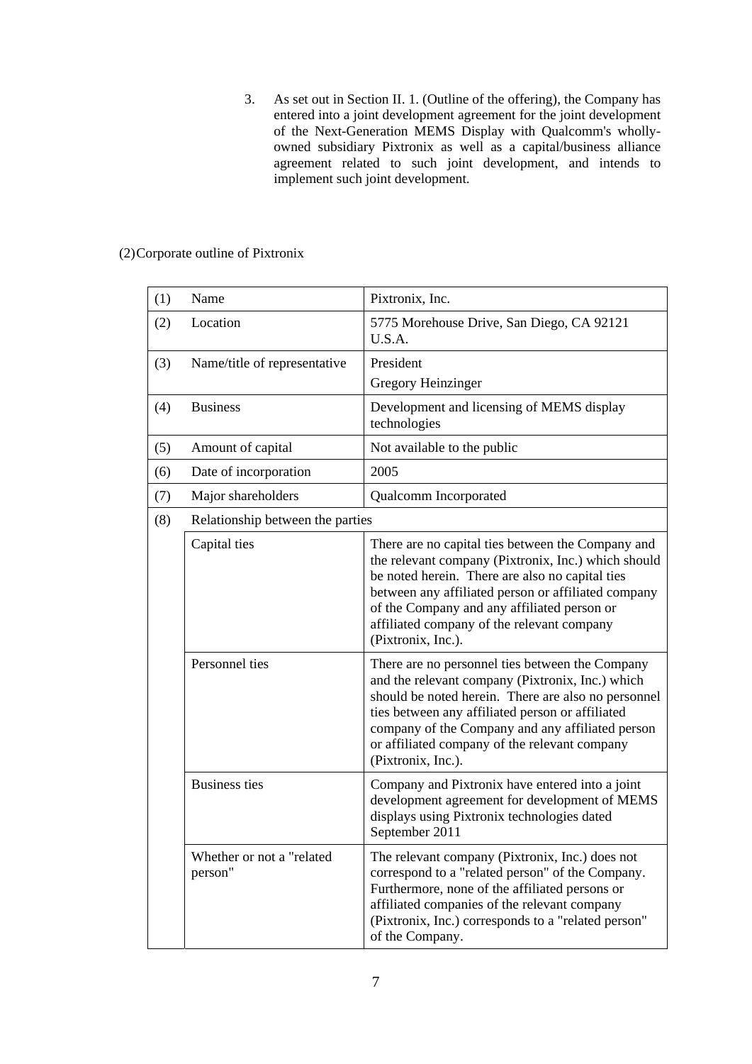3. As set out in Section II. 1. (Outline of the offering), the Company has entered into a joint development agreement for the joint development of the Next-Generation MEMS Display with Qualcomm's wholly-owned subsidiary Pixtronix as well as a capital/business alliance agreement related to such joint development, and intends to implement such joint development.

(2) Corporate outline of Pixtronix

| (1) | Name | | Pixtronix, Inc. |
|---|---|---|---|
| (2) | Location | | 5775 Morehouse Drive, San Diego, CA 92121 U.S.A. |
| (3) | Name/title of representative | | President<br>Gregory Heinzinger |
| (4) | Business | | Development and licensing of MEMS display technologies |
| (5) | Amount of capital | | Not available to the public |
| (6) | Date of incorporation | | 2005 |
| (7) | Major shareholders | | Qualcomm Incorporated |
| (8) | Relationship between the parties | | |
| | Capital ties | | There are no capital ties between the Company and the relevant company (Pixtronix, Inc.) which should be noted herein. There are also no capital ties between any affiliated person or affiliated company of the Company and any affiliated person or affiliated company of the relevant company (Pixtronix, Inc.). |
| | Personnel ties | | There are no personnel ties between the Company and the relevant company (Pixtronix, Inc.) which should be noted herein. There are also no personnel ties between any affiliated person or affiliated company of the Company and any affiliated person or affiliated company of the relevant company (Pixtronix, Inc.). |
| | Business ties | | Company and Pixtronix have entered into a joint development agreement for development of MEMS displays using Pixtronix technologies dated September 2011 |
| | Whether or not a "related person" | | The relevant company (Pixtronix, Inc.) does not correspond to a "related person" of the Company. Furthermore, none of the affiliated persons or affiliated companies of the relevant company (Pixtronix, Inc.) corresponds to a "related person" of the Company. |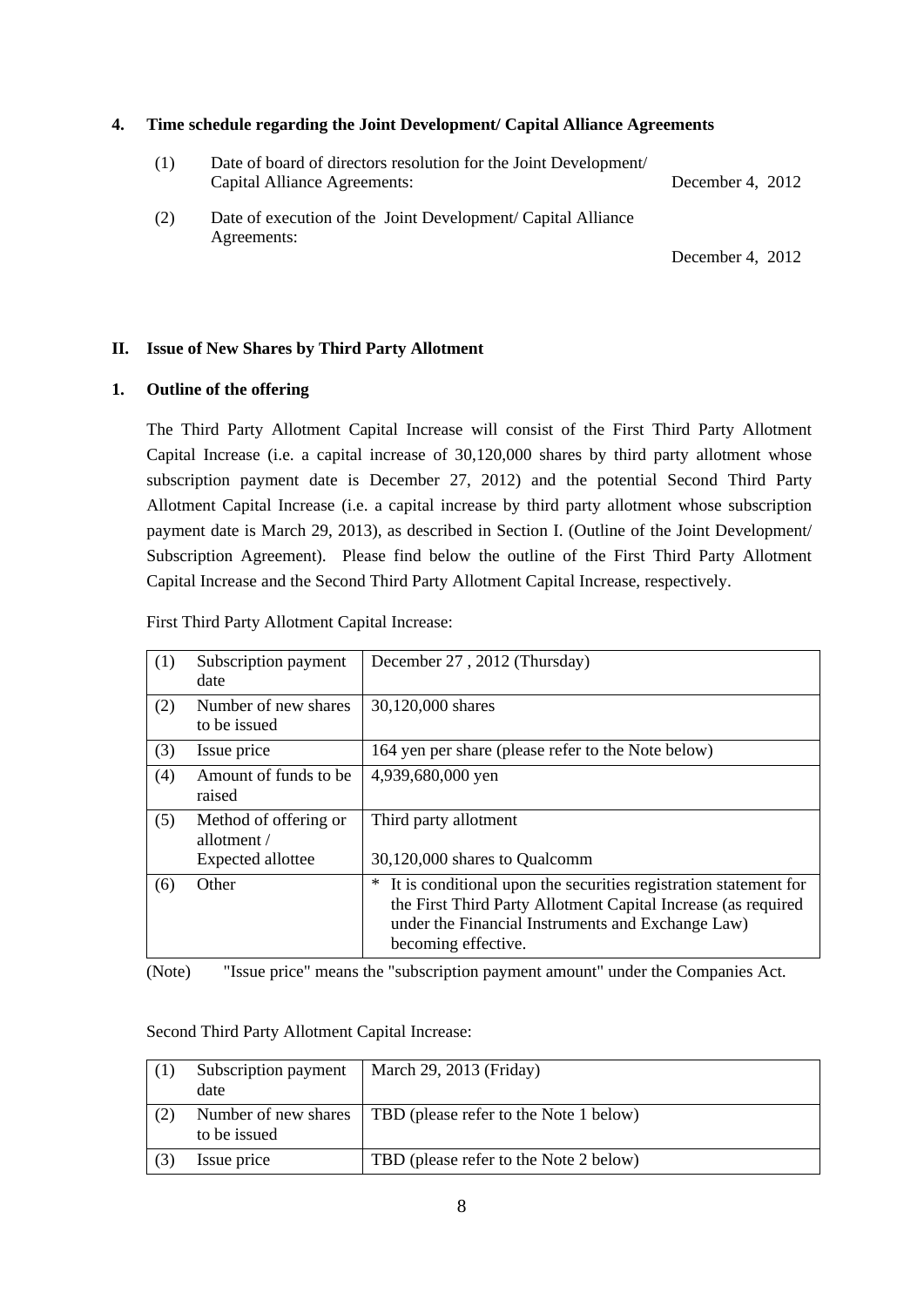**4. Time schedule regarding the Joint Development/ Capital Alliance Agreements**

(1) Date of board of directors resolution for the Joint Development/ Capital Alliance Agreements: December 4, 2012

(2) Date of execution of the Joint Development/ Capital Alliance Agreements: December 4, 2012

## II. Issue of New Shares by Third Party Allotment

**1. Outline of the offering**

The Third Party Allotment Capital Increase will consist of the First Third Party Allotment Capital Increase (i.e. a capital increase of 30,120,000 shares by third party allotment whose subscription payment date is December 27, 2012) and the potential Second Third Party Allotment Capital Increase (i.e. a capital increase by third party allotment whose subscription payment date is March 29, 2013), as described in Section I. (Outline of the Joint Development/ Subscription Agreement). Please find below the outline of the First Third Party Allotment Capital Increase and the Second Third Party Allotment Capital Increase, respectively.

First Third Party Allotment Capital Increase:

| | | |
|---|---|---|
| (1) | Subscription payment date | December 27 , 2012 (Thursday) |
| (2) | Number of new shares to be issued | 30,120,000 shares |
| (3) | Issue price | 164 yen per share (please refer to the Note below) |
| (4) | Amount of funds to be raised | 4,939,680,000 yen |
| (5) | Method of offering or allotment / Expected allottee | Third party allotment<br><br>30,120,000 shares to Qualcomm |
| (6) | Other | * It is conditional upon the securities registration statement for the First Third Party Allotment Capital Increase (as required under the Financial Instruments and Exchange Law) becoming effective. |

(Note) "Issue price" means the "subscription payment amount" under the Companies Act.

Second Third Party Allotment Capital Increase:

| | | |
|---|---|---|
| (1) | Subscription payment date | March 29, 2013 (Friday) |
| (2) | Number of new shares to be issued | TBD (please refer to the Note 1 below) |
| (3) | Issue price | TBD (please refer to the Note 2 below) |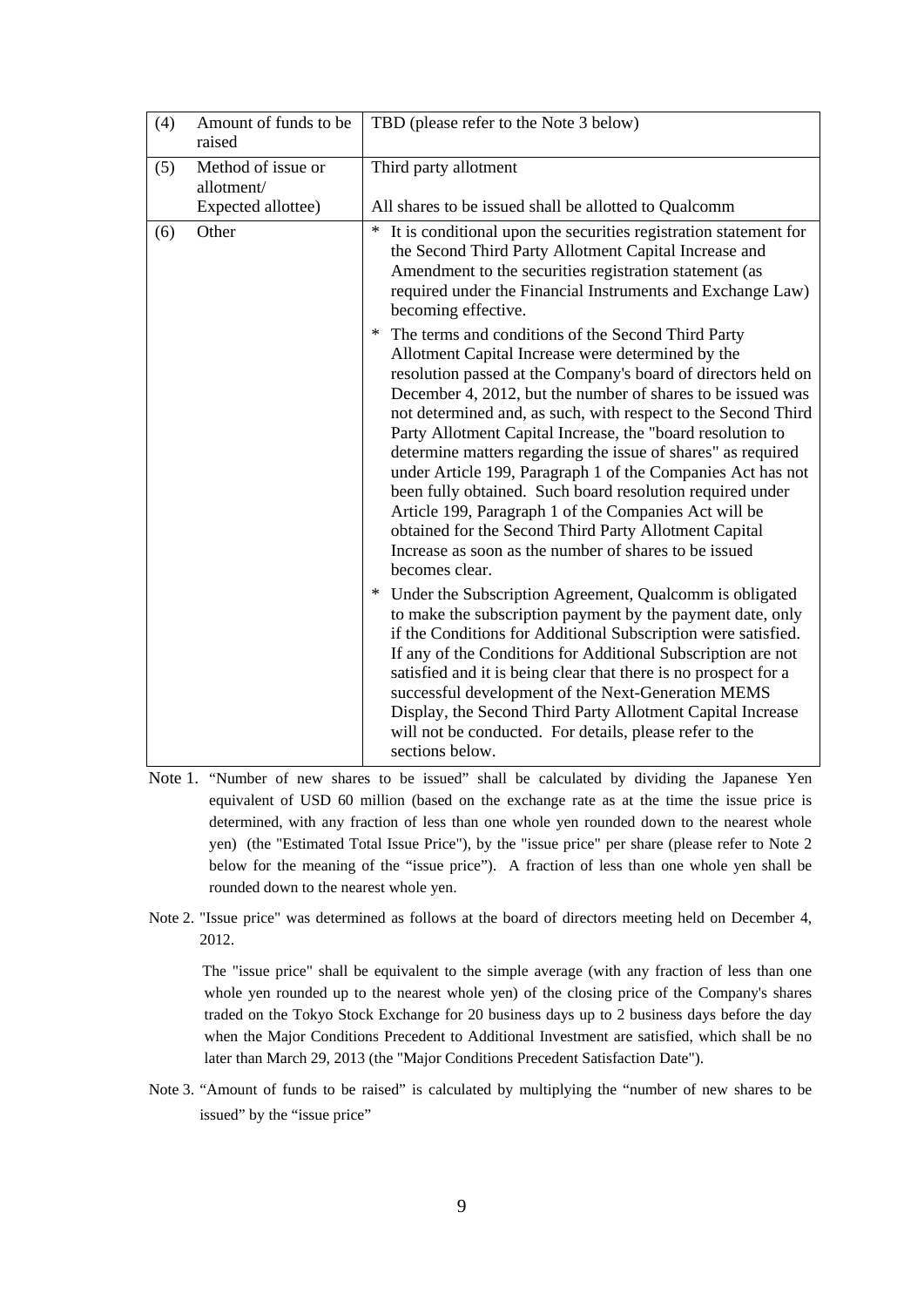| (4) | Amount of funds to be raised | TBD (please refer to the Note 3 below) |
|---|---|---|
| (5) | Method of issue or allotment/ Expected allottee) | Third party allotment<br><br>All shares to be issued shall be allotted to Qualcomm |
| (6) | Other | * It is conditional upon the securities registration statement for the Second Third Party Allotment Capital Increase and Amendment to the securities registration statement (as required under the Financial Instruments and Exchange Law) becoming effective.<br><br>* The terms and conditions of the Second Third Party Allotment Capital Increase were determined by the resolution passed at the Company's board of directors held on December 4, 2012, but the number of shares to be issued was not determined and, as such, with respect to the Second Third Party Allotment Capital Increase, the "board resolution to determine matters regarding the issue of shares" as required under Article 199, Paragraph 1 of the Companies Act has not been fully obtained. Such board resolution required under Article 199, Paragraph 1 of the Companies Act will be obtained for the Second Third Party Allotment Capital Increase as soon as the number of shares to be issued becomes clear.<br><br>* Under the Subscription Agreement, Qualcomm is obligated to make the subscription payment by the payment date, only if the Conditions for Additional Subscription were satisfied. If any of the Conditions for Additional Subscription are not satisfied and it is being clear that there is no prospect for a successful development of the Next-Generation MEMS Display, the Second Third Party Allotment Capital Increase will not be conducted. For details, please refer to the sections below. |

Note 1. "Number of new shares to be issued" shall be calculated by dividing the Japanese Yen equivalent of USD 60 million (based on the exchange rate as at the time the issue price is determined, with any fraction of less than one whole yen rounded down to the nearest whole yen) (the "Estimated Total Issue Price"), by the "issue price" per share (please refer to Note 2 below for the meaning of the "issue price"). A fraction of less than one whole yen shall be rounded down to the nearest whole yen.

Note 2. "Issue price" was determined as follows at the board of directors meeting held on December 4, 2012.

The "issue price" shall be equivalent to the simple average (with any fraction of less than one whole yen rounded up to the nearest whole yen) of the closing price of the Company's shares traded on the Tokyo Stock Exchange for 20 business days up to 2 business days before the day when the Major Conditions Precedent to Additional Investment are satisfied, which shall be no later than March 29, 2013 (the "Major Conditions Precedent Satisfaction Date").

Note 3. "Amount of funds to be raised" is calculated by multiplying the "number of new shares to be issued" by the "issue price"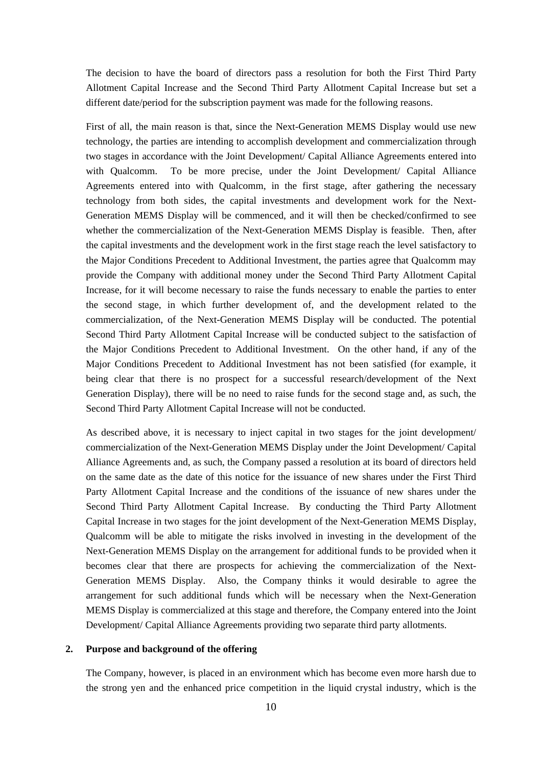The decision to have the board of directors pass a resolution for both the First Third Party Allotment Capital Increase and the Second Third Party Allotment Capital Increase but set a different date/period for the subscription payment was made for the following reasons.

First of all, the main reason is that, since the Next-Generation MEMS Display would use new technology, the parties are intending to accomplish development and commercialization through two stages in accordance with the Joint Development/ Capital Alliance Agreements entered into with Qualcomm. To be more precise, under the Joint Development/ Capital Alliance Agreements entered into with Qualcomm, in the first stage, after gathering the necessary technology from both sides, the capital investments and development work for the Next-Generation MEMS Display will be commenced, and it will then be checked/confirmed to see whether the commercialization of the Next-Generation MEMS Display is feasible. Then, after the capital investments and the development work in the first stage reach the level satisfactory to the Major Conditions Precedent to Additional Investment, the parties agree that Qualcomm may provide the Company with additional money under the Second Third Party Allotment Capital Increase, for it will become necessary to raise the funds necessary to enable the parties to enter the second stage, in which further development of, and the development related to the commercialization, of the Next-Generation MEMS Display will be conducted. The potential Second Third Party Allotment Capital Increase will be conducted subject to the satisfaction of the Major Conditions Precedent to Additional Investment. On the other hand, if any of the Major Conditions Precedent to Additional Investment has not been satisfied (for example, it being clear that there is no prospect for a successful research/development of the Next Generation Display), there will be no need to raise funds for the second stage and, as such, the Second Third Party Allotment Capital Increase will not be conducted.

As described above, it is necessary to inject capital in two stages for the joint development/ commercialization of the Next-Generation MEMS Display under the Joint Development/ Capital Alliance Agreements and, as such, the Company passed a resolution at its board of directors held on the same date as the date of this notice for the issuance of new shares under the First Third Party Allotment Capital Increase and the conditions of the issuance of new shares under the Second Third Party Allotment Capital Increase. By conducting the Third Party Allotment Capital Increase in two stages for the joint development of the Next-Generation MEMS Display, Qualcomm will be able to mitigate the risks involved in investing in the development of the Next-Generation MEMS Display on the arrangement for additional funds to be provided when it becomes clear that there are prospects for achieving the commercialization of the Next-Generation MEMS Display. Also, the Company thinks it would desirable to agree the arrangement for such additional funds which will be necessary when the Next-Generation MEMS Display is commercialized at this stage and therefore, the Company entered into the Joint Development/ Capital Alliance Agreements providing two separate third party allotments.

## 2. Purpose and background of the offering

The Company, however, is placed in an environment which has become even more harsh due to the strong yen and the enhanced price competition in the liquid crystal industry, which is the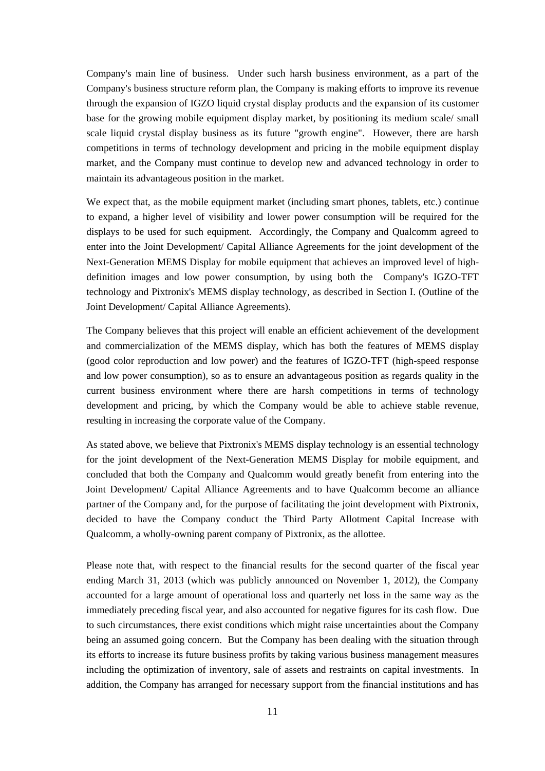Company's main line of business. Under such harsh business environment, as a part of the Company's business structure reform plan, the Company is making efforts to improve its revenue through the expansion of IGZO liquid crystal display products and the expansion of its customer base for the growing mobile equipment display market, by positioning its medium scale/ small scale liquid crystal display business as its future "growth engine". However, there are harsh competitions in terms of technology development and pricing in the mobile equipment display market, and the Company must continue to develop new and advanced technology in order to maintain its advantageous position in the market.

We expect that, as the mobile equipment market (including smart phones, tablets, etc.) continue to expand, a higher level of visibility and lower power consumption will be required for the displays to be used for such equipment. Accordingly, the Company and Qualcomm agreed to enter into the Joint Development/ Capital Alliance Agreements for the joint development of the Next-Generation MEMS Display for mobile equipment that achieves an improved level of high-definition images and low power consumption, by using both the Company's IGZO-TFT technology and Pixtronix's MEMS display technology, as described in Section I. (Outline of the Joint Development/ Capital Alliance Agreements).

The Company believes that this project will enable an efficient achievement of the development and commercialization of the MEMS display, which has both the features of MEMS display (good color reproduction and low power) and the features of IGZO-TFT (high-speed response and low power consumption), so as to ensure an advantageous position as regards quality in the current business environment where there are harsh competitions in terms of technology development and pricing, by which the Company would be able to achieve stable revenue, resulting in increasing the corporate value of the Company.

As stated above, we believe that Pixtronix's MEMS display technology is an essential technology for the joint development of the Next-Generation MEMS Display for mobile equipment, and concluded that both the Company and Qualcomm would greatly benefit from entering into the Joint Development/ Capital Alliance Agreements and to have Qualcomm become an alliance partner of the Company and, for the purpose of facilitating the joint development with Pixtronix, decided to have the Company conduct the Third Party Allotment Capital Increase with Qualcomm, a wholly-owning parent company of Pixtronix, as the allottee.

Please note that, with respect to the financial results for the second quarter of the fiscal year ending March 31, 2013 (which was publicly announced on November 1, 2012), the Company accounted for a large amount of operational loss and quarterly net loss in the same way as the immediately preceding fiscal year, and also accounted for negative figures for its cash flow. Due to such circumstances, there exist conditions which might raise uncertainties about the Company being an assumed going concern. But the Company has been dealing with the situation through its efforts to increase its future business profits by taking various business management measures including the optimization of inventory, sale of assets and restraints on capital investments. In addition, the Company has arranged for necessary support from the financial institutions and has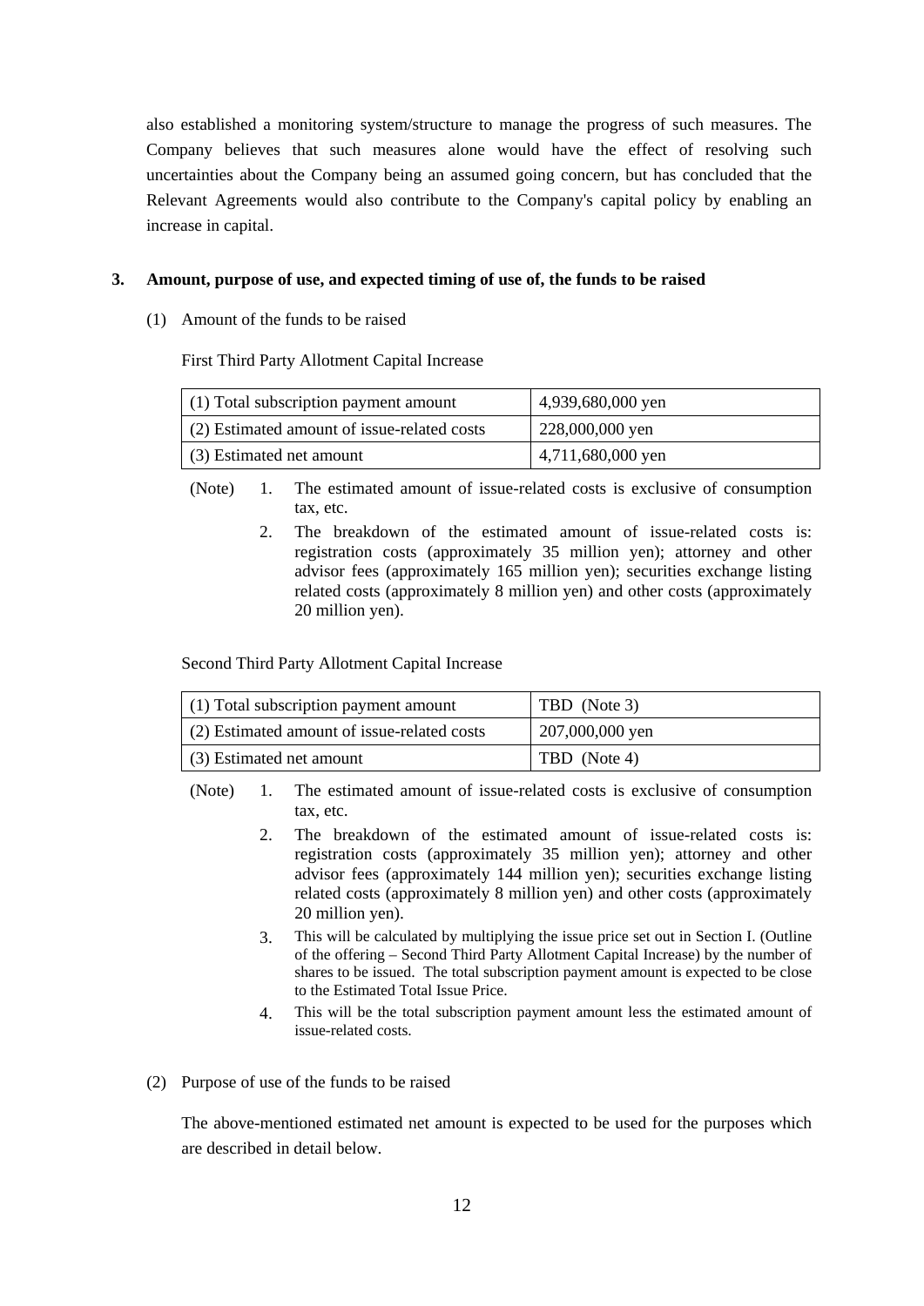also established a monitoring system/structure to manage the progress of such measures. The Company believes that such measures alone would have the effect of resolving such uncertainties about the Company being an assumed going concern, but has concluded that the Relevant Agreements would also contribute to the Company's capital policy by enabling an increase in capital.

**3. Amount, purpose of use, and expected timing of use of, the funds to be raised**

(1) Amount of the funds to be raised

First Third Party Allotment Capital Increase

| | |
|---|---|
| (1) Total subscription payment amount | 4,939,680,000 yen |
| (2) Estimated amount of issue-related costs | 228,000,000 yen |
| (3) Estimated net amount | 4,711,680,000 yen |

(Note)
1. The estimated amount of issue-related costs is exclusive of consumption tax, etc.
2. The breakdown of the estimated amount of issue-related costs is: registration costs (approximately 35 million yen); attorney and other advisor fees (approximately 165 million yen); securities exchange listing related costs (approximately 8 million yen) and other costs (approximately 20 million yen).

Second Third Party Allotment Capital Increase

| | |
|---|---|
| (1) Total subscription payment amount | TBD (Note 3) |
| (2) Estimated amount of issue-related costs | 207,000,000 yen |
| (3) Estimated net amount | TBD (Note 4) |

(Note)
1. The estimated amount of issue-related costs is exclusive of consumption tax, etc.
2. The breakdown of the estimated amount of issue-related costs is: registration costs (approximately 35 million yen); attorney and other advisor fees (approximately 144 million yen); securities exchange listing related costs (approximately 8 million yen) and other costs (approximately 20 million yen).
3. This will be calculated by multiplying the issue price set out in Section I. (Outline of the offering – Second Third Party Allotment Capital Increase) by the number of shares to be issued. The total subscription payment amount is expected to be close to the Estimated Total Issue Price.
4. This will be the total subscription payment amount less the estimated amount of issue-related costs.

(2) Purpose of use of the funds to be raised

The above-mentioned estimated net amount is expected to be used for the purposes which are described in detail below.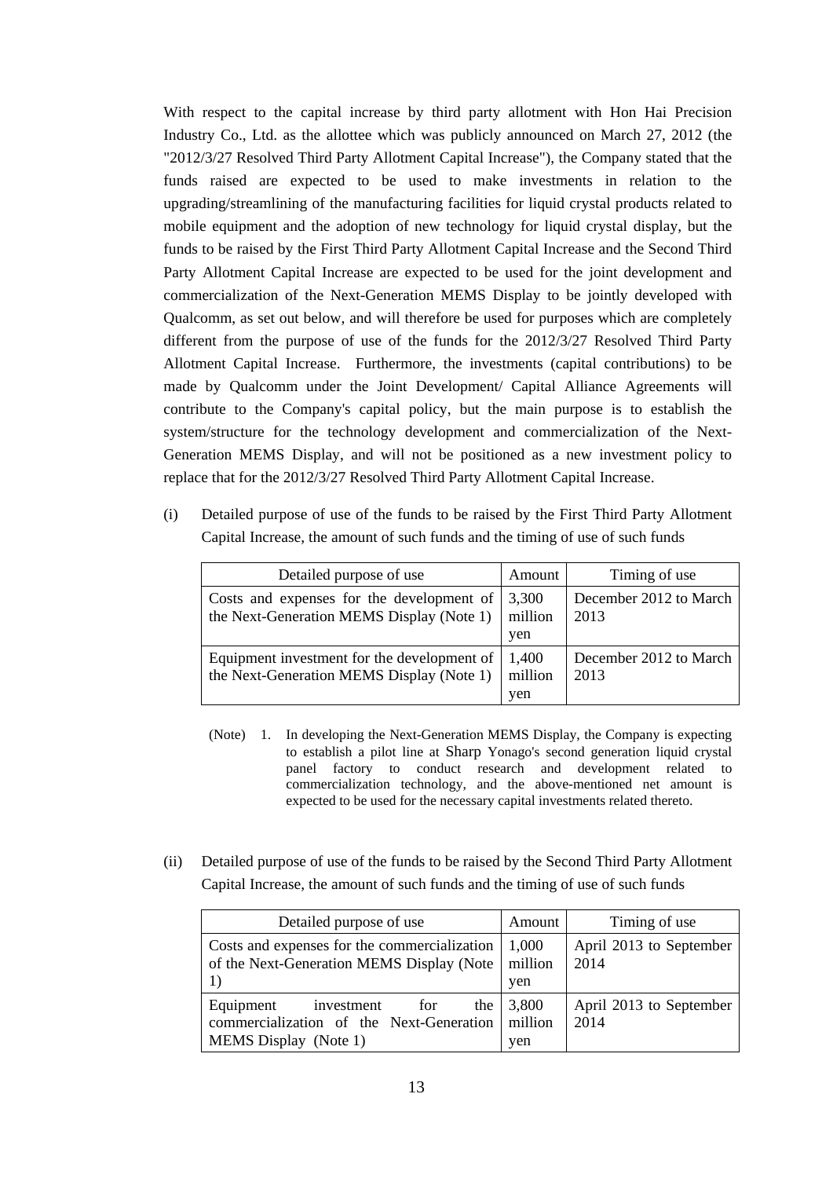With respect to the capital increase by third party allotment with Hon Hai Precision Industry Co., Ltd. as the allottee which was publicly announced on March 27, 2012 (the "2012/3/27 Resolved Third Party Allotment Capital Increase"), the Company stated that the funds raised are expected to be used to make investments in relation to the upgrading/streamlining of the manufacturing facilities for liquid crystal products related to mobile equipment and the adoption of new technology for liquid crystal display, but the funds to be raised by the First Third Party Allotment Capital Increase and the Second Third Party Allotment Capital Increase are expected to be used for the joint development and commercialization of the Next-Generation MEMS Display to be jointly developed with Qualcomm, as set out below, and will therefore be used for purposes which are completely different from the purpose of use of the funds for the 2012/3/27 Resolved Third Party Allotment Capital Increase. Furthermore, the investments (capital contributions) to be made by Qualcomm under the Joint Development/ Capital Alliance Agreements will contribute to the Company's capital policy, but the main purpose is to establish the system/structure for the technology development and commercialization of the Next-Generation MEMS Display, and will not be positioned as a new investment policy to replace that for the 2012/3/27 Resolved Third Party Allotment Capital Increase.

(i) Detailed purpose of use of the funds to be raised by the First Third Party Allotment Capital Increase, the amount of such funds and the timing of use of such funds

| Detailed purpose of use | Amount | Timing of use |
|---|---|---|
| Costs and expenses for the development of the Next-Generation MEMS Display (Note 1) | 3,300 million yen | December 2012 to March 2013 |
| Equipment investment for the development of the Next-Generation MEMS Display (Note 1) | 1,400 million yen | December 2012 to March 2013 |

(Note) 1. In developing the Next-Generation MEMS Display, the Company is expecting to establish a pilot line at Sharp Yonago's second generation liquid crystal panel factory to conduct research and development related to commercialization technology, and the above-mentioned net amount is expected to be used for the necessary capital investments related thereto.

(ii) Detailed purpose of use of the funds to be raised by the Second Third Party Allotment Capital Increase, the amount of such funds and the timing of use of such funds

| Detailed purpose of use | Amount | Timing of use |
|---|---|---|
| Costs and expenses for the commercialization of the Next-Generation MEMS Display (Note 1) | 1,000 million yen | April 2013 to September 2014 |
| Equipment investment for the commercialization of the Next-Generation MEMS Display (Note 1) | 3,800 million yen | April 2013 to September 2014 |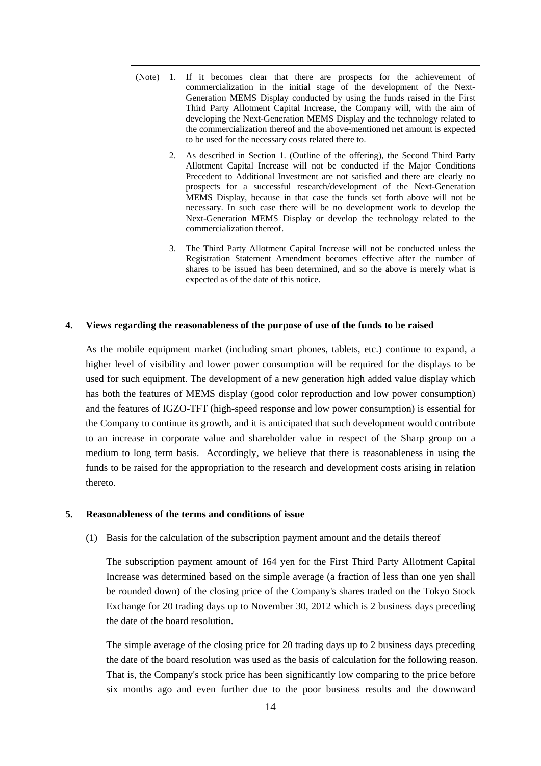(Note) 1. If it becomes clear that there are prospects for the achievement of commercialization in the initial stage of the development of the Next-Generation MEMS Display conducted by using the funds raised in the First Third Party Allotment Capital Increase, the Company will, with the aim of developing the Next-Generation MEMS Display and the technology related to the commercialization thereof and the above-mentioned net amount is expected to be used for the necessary costs related there to.

2. As described in Section 1. (Outline of the offering), the Second Third Party Allotment Capital Increase will not be conducted if the Major Conditions Precedent to Additional Investment are not satisfied and there are clearly no prospects for a successful research/development of the Next-Generation MEMS Display, because in that case the funds set forth above will not be necessary. In such case there will be no development work to develop the Next-Generation MEMS Display or develop the technology related to the commercialization thereof.

3. The Third Party Allotment Capital Increase will not be conducted unless the Registration Statement Amendment becomes effective after the number of shares to be issued has been determined, and so the above is merely what is expected as of the date of this notice.

## 4. Views regarding the reasonableness of the purpose of use of the funds to be raised

As the mobile equipment market (including smart phones, tablets, etc.) continue to expand, a higher level of visibility and lower power consumption will be required for the displays to be used for such equipment. The development of a new generation high added value display which has both the features of MEMS display (good color reproduction and low power consumption) and the features of IGZO-TFT (high-speed response and low power consumption) is essential for the Company to continue its growth, and it is anticipated that such development would contribute to an increase in corporate value and shareholder value in respect of the Sharp group on a medium to long term basis. Accordingly, we believe that there is reasonableness in using the funds to be raised for the appropriation to the research and development costs arising in relation thereto.

## 5. Reasonableness of the terms and conditions of issue

(1) Basis for the calculation of the subscription payment amount and the details thereof

The subscription payment amount of 164 yen for the First Third Party Allotment Capital Increase was determined based on the simple average (a fraction of less than one yen shall be rounded down) of the closing price of the Company's shares traded on the Tokyo Stock Exchange for 20 trading days up to November 30, 2012 which is 2 business days preceding the date of the board resolution.

The simple average of the closing price for 20 trading days up to 2 business days preceding the date of the board resolution was used as the basis of calculation for the following reason. That is, the Company's stock price has been significantly low comparing to the price before six months ago and even further due to the poor business results and the downward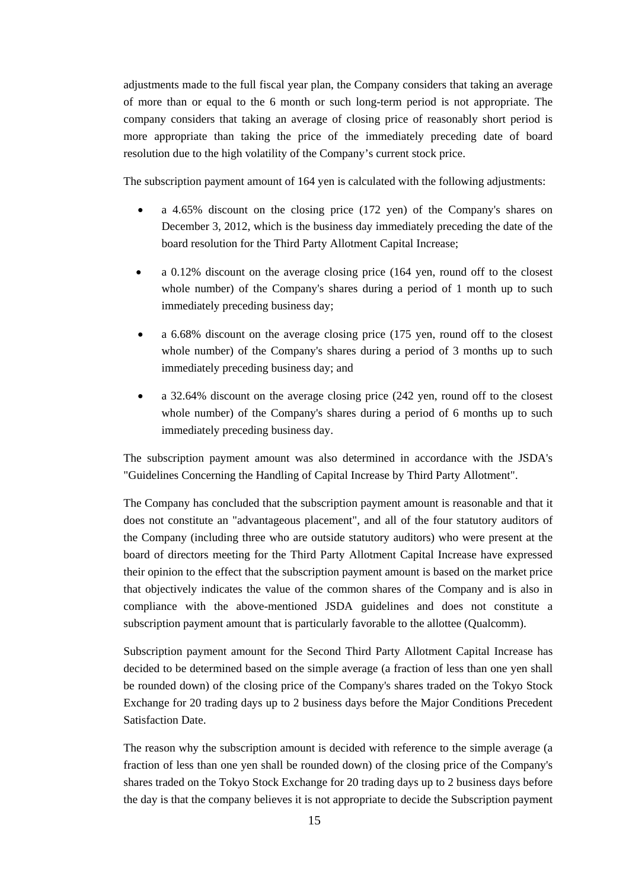adjustments made to the full fiscal year plan, the Company considers that taking an average of more than or equal to the 6 month or such long-term period is not appropriate. The company considers that taking an average of closing price of reasonably short period is more appropriate than taking the price of the immediately preceding date of board resolution due to the high volatility of the Company's current stock price.

The subscription payment amount of 164 yen is calculated with the following adjustments:

- a 4.65% discount on the closing price (172 yen) of the Company's shares on December 3, 2012, which is the business day immediately preceding the date of the board resolution for the Third Party Allotment Capital Increase;
- a 0.12% discount on the average closing price (164 yen, round off to the closest whole number) of the Company's shares during a period of 1 month up to such immediately preceding business day;
- a 6.68% discount on the average closing price (175 yen, round off to the closest whole number) of the Company's shares during a period of 3 months up to such immediately preceding business day; and
- a 32.64% discount on the average closing price (242 yen, round off to the closest whole number) of the Company's shares during a period of 6 months up to such immediately preceding business day.

The subscription payment amount was also determined in accordance with the JSDA's "Guidelines Concerning the Handling of Capital Increase by Third Party Allotment".

The Company has concluded that the subscription payment amount is reasonable and that it does not constitute an "advantageous placement", and all of the four statutory auditors of the Company (including three who are outside statutory auditors) who were present at the board of directors meeting for the Third Party Allotment Capital Increase have expressed their opinion to the effect that the subscription payment amount is based on the market price that objectively indicates the value of the common shares of the Company and is also in compliance with the above-mentioned JSDA guidelines and does not constitute a subscription payment amount that is particularly favorable to the allottee (Qualcomm).

Subscription payment amount for the Second Third Party Allotment Capital Increase has decided to be determined based on the simple average (a fraction of less than one yen shall be rounded down) of the closing price of the Company's shares traded on the Tokyo Stock Exchange for 20 trading days up to 2 business days before the Major Conditions Precedent Satisfaction Date.

The reason why the subscription amount is decided with reference to the simple average (a fraction of less than one yen shall be rounded down) of the closing price of the Company's shares traded on the Tokyo Stock Exchange for 20 trading days up to 2 business days before the day is that the company believes it is not appropriate to decide the Subscription payment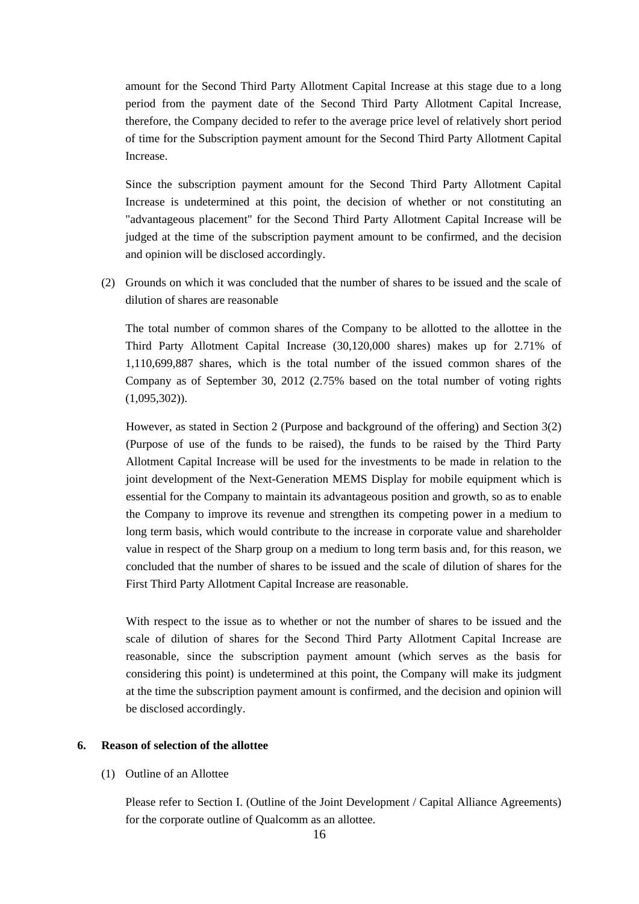amount for the Second Third Party Allotment Capital Increase at this stage due to a long period from the payment date of the Second Third Party Allotment Capital Increase, therefore, the Company decided to refer to the average price level of relatively short period of time for the Subscription payment amount for the Second Third Party Allotment Capital Increase.

Since the subscription payment amount for the Second Third Party Allotment Capital Increase is undetermined at this point, the decision of whether or not constituting an "advantageous placement" for the Second Third Party Allotment Capital Increase will be judged at the time of the subscription payment amount to be confirmed, and the decision and opinion will be disclosed accordingly.

(2) Grounds on which it was concluded that the number of shares to be issued and the scale of dilution of shares are reasonable

The total number of common shares of the Company to be allotted to the allottee in the Third Party Allotment Capital Increase (30,120,000 shares) makes up for 2.71% of 1,110,699,887 shares, which is the total number of the issued common shares of the Company as of September 30, 2012 (2.75% based on the total number of voting rights (1,095,302)).

However, as stated in Section 2 (Purpose and background of the offering) and Section 3(2) (Purpose of use of the funds to be raised), the funds to be raised by the Third Party Allotment Capital Increase will be used for the investments to be made in relation to the joint development of the Next-Generation MEMS Display for mobile equipment which is essential for the Company to maintain its advantageous position and growth, so as to enable the Company to improve its revenue and strengthen its competing power in a medium to long term basis, which would contribute to the increase in corporate value and shareholder value in respect of the Sharp group on a medium to long term basis and, for this reason, we concluded that the number of shares to be issued and the scale of dilution of shares for the First Third Party Allotment Capital Increase are reasonable.

With respect to the issue as to whether or not the number of shares to be issued and the scale of dilution of shares for the Second Third Party Allotment Capital Increase are reasonable, since the subscription payment amount (which serves as the basis for considering this point) is undetermined at this point, the Company will make its judgment at the time the subscription payment amount is confirmed, and the decision and opinion will be disclosed accordingly.

**6. Reason of selection of the allottee**

(1) Outline of an Allottee

Please refer to Section I. (Outline of the Joint Development / Capital Alliance Agreements) for the corporate outline of Qualcomm as an allottee.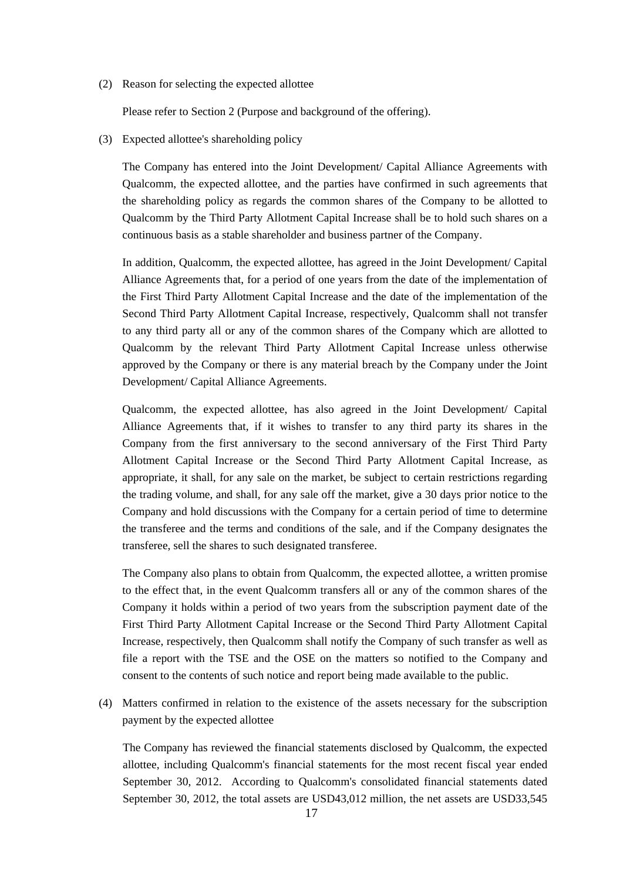(2) Reason for selecting the expected allottee

Please refer to Section 2 (Purpose and background of the offering).

(3) Expected allottee's shareholding policy

The Company has entered into the Joint Development/ Capital Alliance Agreements with Qualcomm, the expected allottee, and the parties have confirmed in such agreements that the shareholding policy as regards the common shares of the Company to be allotted to Qualcomm by the Third Party Allotment Capital Increase shall be to hold such shares on a continuous basis as a stable shareholder and business partner of the Company.

In addition, Qualcomm, the expected allottee, has agreed in the Joint Development/ Capital Alliance Agreements that, for a period of one years from the date of the implementation of the First Third Party Allotment Capital Increase and the date of the implementation of the Second Third Party Allotment Capital Increase, respectively, Qualcomm shall not transfer to any third party all or any of the common shares of the Company which are allotted to Qualcomm by the relevant Third Party Allotment Capital Increase unless otherwise approved by the Company or there is any material breach by the Company under the Joint Development/ Capital Alliance Agreements.

Qualcomm, the expected allottee, has also agreed in the Joint Development/ Capital Alliance Agreements that, if it wishes to transfer to any third party its shares in the Company from the first anniversary to the second anniversary of the First Third Party Allotment Capital Increase or the Second Third Party Allotment Capital Increase, as appropriate, it shall, for any sale on the market, be subject to certain restrictions regarding the trading volume, and shall, for any sale off the market, give a 30 days prior notice to the Company and hold discussions with the Company for a certain period of time to determine the transferee and the terms and conditions of the sale, and if the Company designates the transferee, sell the shares to such designated transferee.

The Company also plans to obtain from Qualcomm, the expected allottee, a written promise to the effect that, in the event Qualcomm transfers all or any of the common shares of the Company it holds within a period of two years from the subscription payment date of the First Third Party Allotment Capital Increase or the Second Third Party Allotment Capital Increase, respectively, then Qualcomm shall notify the Company of such transfer as well as file a report with the TSE and the OSE on the matters so notified to the Company and consent to the contents of such notice and report being made available to the public.

(4) Matters confirmed in relation to the existence of the assets necessary for the subscription payment by the expected allottee

The Company has reviewed the financial statements disclosed by Qualcomm, the expected allottee, including Qualcomm's financial statements for the most recent fiscal year ended September 30, 2012. According to Qualcomm's consolidated financial statements dated September 30, 2012, the total assets are USD43,012 million, the net assets are USD33,545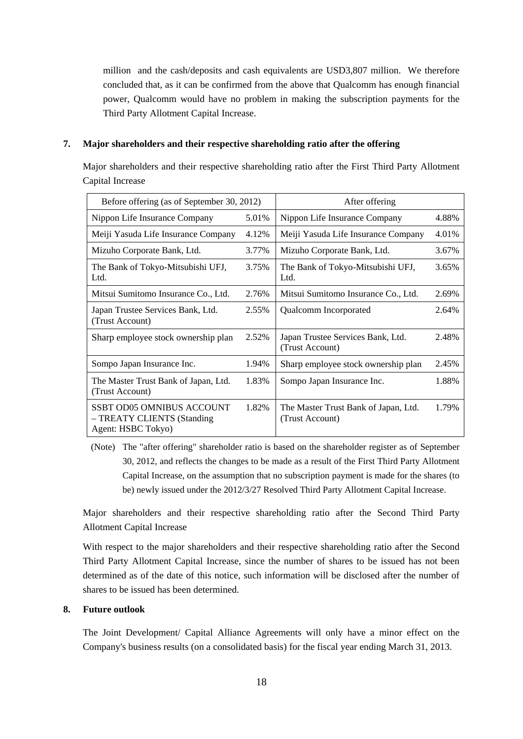million and the cash/deposits and cash equivalents are USD3,807 million. We therefore concluded that, as it can be confirmed from the above that Qualcomm has enough financial power, Qualcomm would have no problem in making the subscription payments for the Third Party Allotment Capital Increase.

**7. Major shareholders and their respective shareholding ratio after the offering**

Major shareholders and their respective shareholding ratio after the First Third Party Allotment Capital Increase

| Before offering (as of September 30, 2012) | | After offering | |
|---|---|---|---|
| Nippon Life Insurance Company | 5.01% | Nippon Life Insurance Company | 4.88% |
| Meiji Yasuda Life Insurance Company | 4.12% | Meiji Yasuda Life Insurance Company | 4.01% |
| Mizuho Corporate Bank, Ltd. | 3.77% | Mizuho Corporate Bank, Ltd. | 3.67% |
| The Bank of Tokyo-Mitsubishi UFJ, Ltd. | 3.75% | The Bank of Tokyo-Mitsubishi UFJ, Ltd. | 3.65% |
| Mitsui Sumitomo Insurance Co., Ltd. | 2.76% | Mitsui Sumitomo Insurance Co., Ltd. | 2.69% |
| Japan Trustee Services Bank, Ltd. (Trust Account) | 2.55% | Qualcomm Incorporated | 2.64% |
| Sharp employee stock ownership plan | 2.52% | Japan Trustee Services Bank, Ltd. (Trust Account) | 2.48% |
| Sompo Japan Insurance Inc. | 1.94% | Sharp employee stock ownership plan | 2.45% |
| The Master Trust Bank of Japan, Ltd. (Trust Account) | 1.83% | Sompo Japan Insurance Inc. | 1.88% |
| SSBT OD05 OMNIBUS ACCOUNT – TREATY CLIENTS (Standing Agent: HSBC Tokyo) | 1.82% | The Master Trust Bank of Japan, Ltd. (Trust Account) | 1.79% |

(Note) The "after offering" shareholder ratio is based on the shareholder register as of September 30, 2012, and reflects the changes to be made as a result of the First Third Party Allotment Capital Increase, on the assumption that no subscription payment is made for the shares (to be) newly issued under the 2012/3/27 Resolved Third Party Allotment Capital Increase.

Major shareholders and their respective shareholding ratio after the Second Third Party Allotment Capital Increase

With respect to the major shareholders and their respective shareholding ratio after the Second Third Party Allotment Capital Increase, since the number of shares to be issued has not been determined as of the date of this notice, such information will be disclosed after the number of shares to be issued has been determined.

**8. Future outlook**

The Joint Development/ Capital Alliance Agreements will only have a minor effect on the Company's business results (on a consolidated basis) for the fiscal year ending March 31, 2013.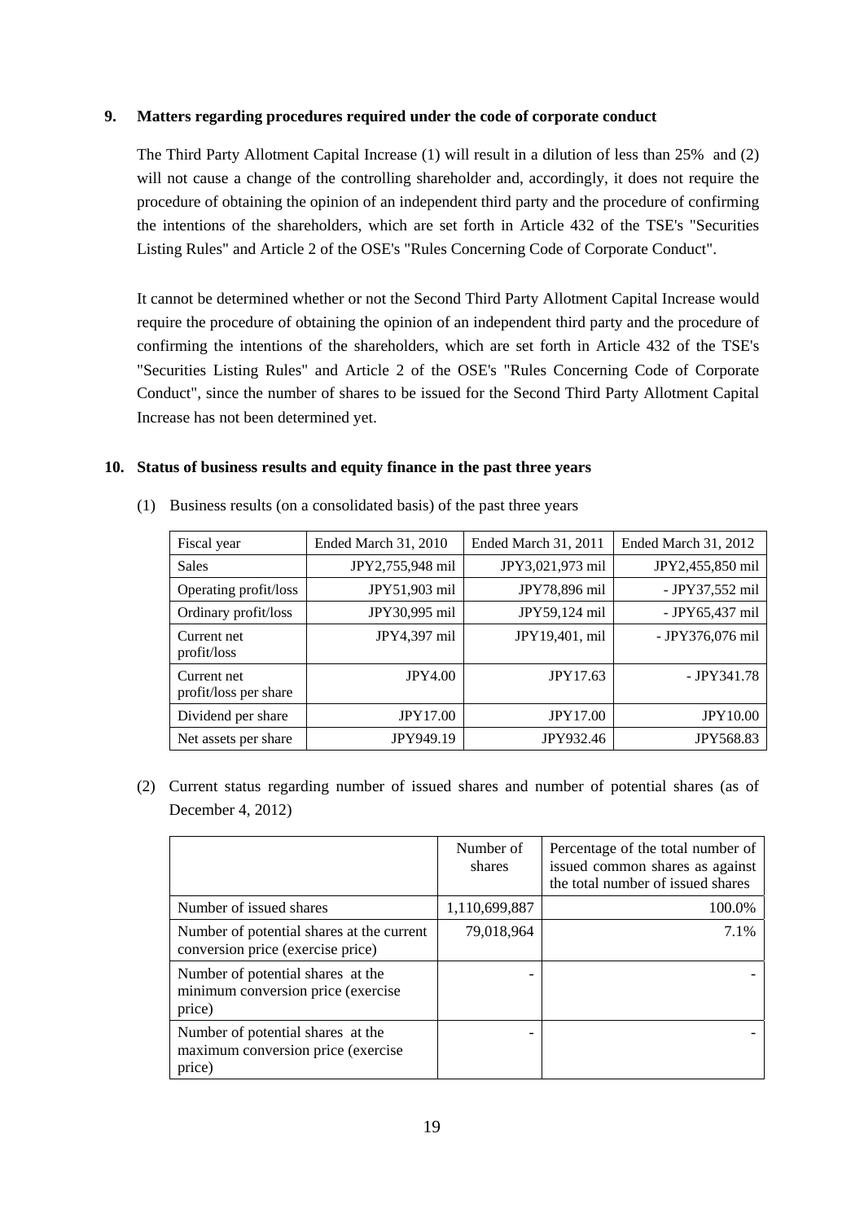## 9. Matters regarding procedures required under the code of corporate conduct

The Third Party Allotment Capital Increase (1) will result in a dilution of less than 25% and (2) will not cause a change of the controlling shareholder and, accordingly, it does not require the procedure of obtaining the opinion of an independent third party and the procedure of confirming the intentions of the shareholders, which are set forth in Article 432 of the TSE's "Securities Listing Rules" and Article 2 of the OSE's "Rules Concerning Code of Corporate Conduct".

It cannot be determined whether or not the Second Third Party Allotment Capital Increase would require the procedure of obtaining the opinion of an independent third party and the procedure of confirming the intentions of the shareholders, which are set forth in Article 432 of the TSE's "Securities Listing Rules" and Article 2 of the OSE's "Rules Concerning Code of Corporate Conduct", since the number of shares to be issued for the Second Third Party Allotment Capital Increase has not been determined yet.

## 10. Status of business results and equity finance in the past three years

(1) Business results (on a consolidated basis) of the past three years

| Fiscal year | Ended March 31, 2010 | Ended March 31, 2011 | Ended March 31, 2012 |
|---|---|---|---|
| Sales | JPY2,755,948 mil | JPY3,021,973 mil | JPY2,455,850 mil |
| Operating profit/loss | JPY51,903 mil | JPY78,896 mil | - JPY37,552 mil |
| Ordinary profit/loss | JPY30,995 mil | JPY59,124 mil | - JPY65,437 mil |
| Current net profit/loss | JPY4,397 mil | JPY19,401, mil | - JPY376,076 mil |
| Current net profit/loss per share | JPY4.00 | JPY17.63 | - JPY341.78 |
| Dividend per share | JPY17.00 | JPY17.00 | JPY10.00 |
| Net assets per share | JPY949.19 | JPY932.46 | JPY568.83 |

(2) Current status regarding number of issued shares and number of potential shares (as of December 4, 2012)

| | Number of shares | Percentage of the total number of issued common shares as against the total number of issued shares |
|---|---|---|
| Number of issued shares | 1,110,699,887 | 100.0% |
| Number of potential shares at the current conversion price (exercise price) | 79,018,964 | 7.1% |
| Number of potential shares at the minimum conversion price (exercise price) | - | - |
| Number of potential shares at the maximum conversion price (exercise price) | - | - |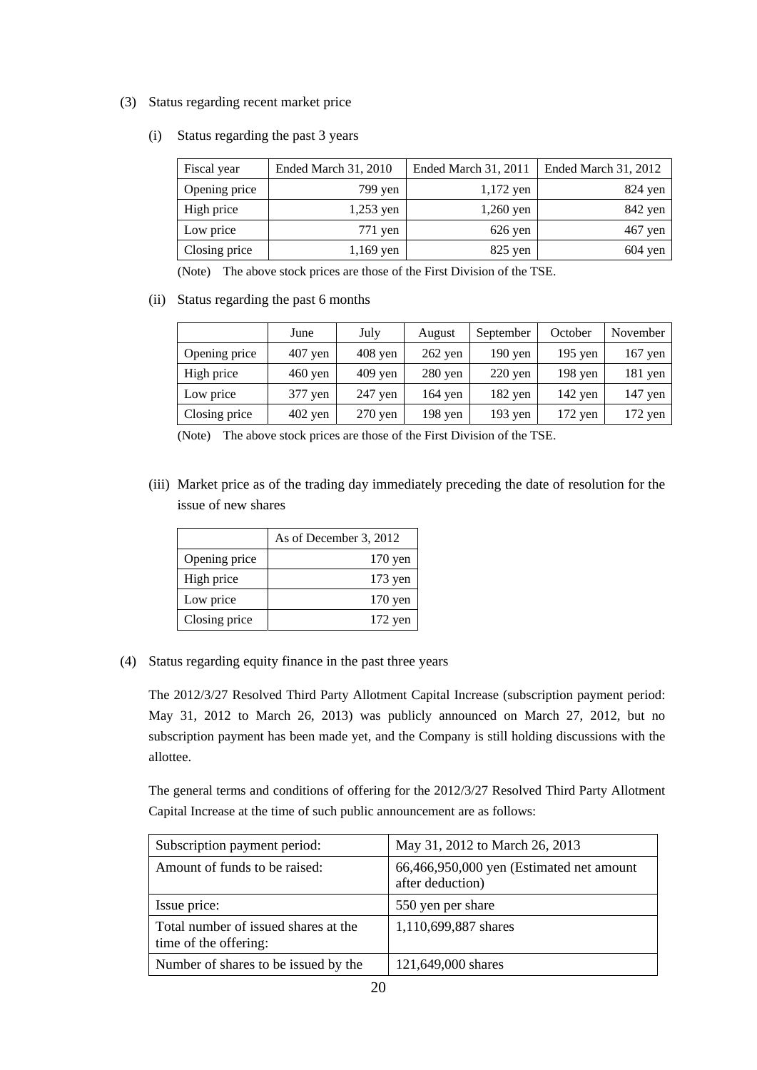(3) Status regarding recent market price

(i) Status regarding the past 3 years

| Fiscal year | Ended March 31, 2010 | Ended March 31, 2011 | Ended March 31, 2012 |
|---|---|---|---|
| Opening price | 799 yen | 1,172 yen | 824 yen |
| High price | 1,253 yen | 1,260 yen | 842 yen |
| Low price | 771 yen | 626 yen | 467 yen |
| Closing price | 1,169 yen | 825 yen | 604 yen |

(Note) The above stock prices are those of the First Division of the TSE.

(ii) Status regarding the past 6 months

| | June | July | August | September | October | November |
|---|---|---|---|---|---|---|
| Opening price | 407 yen | 408 yen | 262 yen | 190 yen | 195 yen | 167 yen |
| High price | 460 yen | 409 yen | 280 yen | 220 yen | 198 yen | 181 yen |
| Low price | 377 yen | 247 yen | 164 yen | 182 yen | 142 yen | 147 yen |
| Closing price | 402 yen | 270 yen | 198 yen | 193 yen | 172 yen | 172 yen |

(Note) The above stock prices are those of the First Division of the TSE.

(iii) Market price as of the trading day immediately preceding the date of resolution for the issue of new shares

| | As of December 3, 2012 |
|---|---|
| Opening price | 170 yen |
| High price | 173 yen |
| Low price | 170 yen |
| Closing price | 172 yen |

(4) Status regarding equity finance in the past three years

The 2012/3/27 Resolved Third Party Allotment Capital Increase (subscription payment period: May 31, 2012 to March 26, 2013) was publicly announced on March 27, 2012, but no subscription payment has been made yet, and the Company is still holding discussions with the allottee.

The general terms and conditions of offering for the 2012/3/27 Resolved Third Party Allotment Capital Increase at the time of such public announcement are as follows:

| | |
|---|---|
| Subscription payment period: | May 31, 2012 to March 26, 2013 |
| Amount of funds to be raised: | 66,466,950,000 yen (Estimated net amount after deduction) |
| Issue price: | 550 yen per share |
| Total number of issued shares at the time of the offering: | 1,110,699,887 shares |
| Number of shares to be issued by the | 121,649,000 shares |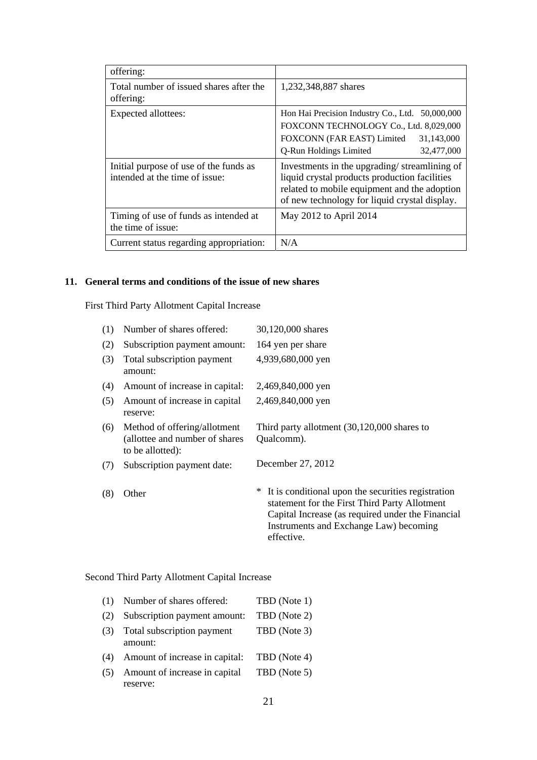| offering: | |
|---|---|
| Total number of issued shares after the offering: | 1,232,348,887 shares |
| Expected allottees: | Hon Hai Precision Industry Co., Ltd. 50,000,000<br>FOXCONN TECHNOLOGY Co., Ltd. 8,029,000<br>FOXCONN (FAR EAST) Limited 31,143,000<br>Q-Run Holdings Limited 32,477,000 |
| Initial purpose of use of the funds as intended at the time of issue: | Investments in the upgrading/ streamlining of liquid crystal products production facilities related to mobile equipment and the adoption of new technology for liquid crystal display. |
| Timing of use of funds as intended at the time of issue: | May 2012 to April 2014 |
| Current status regarding appropriation: | N/A |

## 11. General terms and conditions of the issue of new shares

First Third Party Allotment Capital Increase

| | | |
|---|---|---|
| (1) | Number of shares offered: | 30,120,000 shares |
| (2) | Subscription payment amount: | 164 yen per share |
| (3) | Total subscription payment amount: | 4,939,680,000 yen |
| (4) | Amount of increase in capital: | 2,469,840,000 yen |
| (5) | Amount of increase in capital reserve: | 2,469,840,000 yen |
| (6) | Method of offering/allotment (allottee and number of shares to be allotted): | Third party allotment (30,120,000 shares to Qualcomm). |
| (7) | Subscription payment date: | December 27, 2012 |
| (8) | Other | * It is conditional upon the securities registration statement for the First Third Party Allotment Capital Increase (as required under the Financial Instruments and Exchange Law) becoming effective. |

Second Third Party Allotment Capital Increase

| | | |
|---|---|---|
| (1) | Number of shares offered: | TBD (Note 1) |
| (2) | Subscription payment amount: | TBD (Note 2) |
| (3) | Total subscription payment amount: | TBD (Note 3) |
| (4) | Amount of increase in capital: | TBD (Note 4) |
| (5) | Amount of increase in capital reserve: | TBD (Note 5) |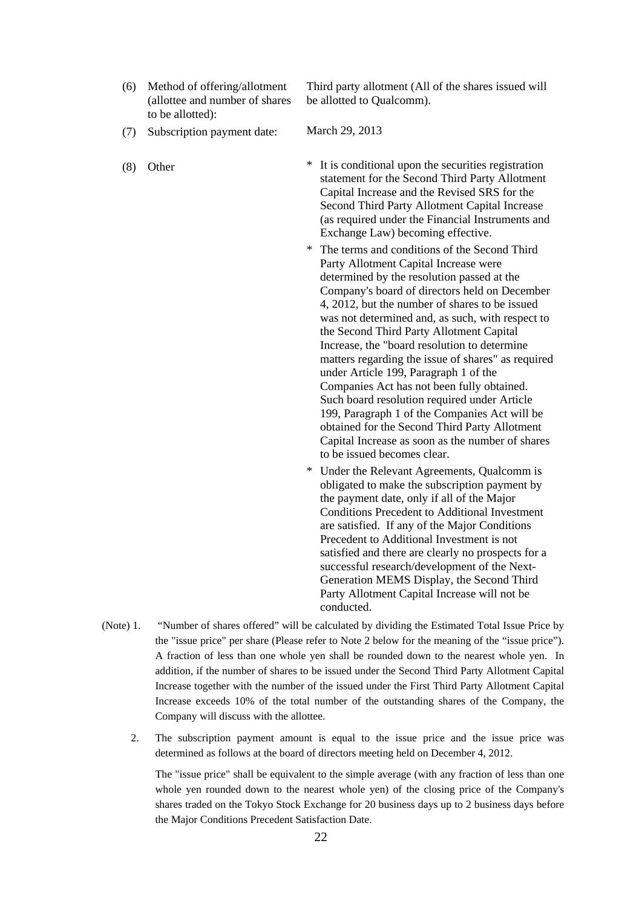| | | |
|---|---|---|
| (6) | Method of offering/allotment (allottee and number of shares to be allotted): | Third party allotment (All of the shares issued will be allotted to Qualcomm). |
| (7) | Subscription payment date: | March 29, 2013 |
| (8) | Other | * It is conditional upon the securities registration statement for the Second Third Party Allotment Capital Increase and the Revised SRS for the Second Third Party Allotment Capital Increase (as required under the Financial Instruments and Exchange Law) becoming effective.<br>* The terms and conditions of the Second Third Party Allotment Capital Increase were determined by the resolution passed at the Company's board of directors held on December 4, 2012, but the number of shares to be issued was not determined and, as such, with respect to the Second Third Party Allotment Capital Increase, the "board resolution to determine matters regarding the issue of shares" as required under Article 199, Paragraph 1 of the Companies Act has not been fully obtained. Such board resolution required under Article 199, Paragraph 1 of the Companies Act will be obtained for the Second Third Party Allotment Capital Increase as soon as the number of shares to be issued becomes clear.<br>* Under the Relevant Agreements, Qualcomm is obligated to make the subscription payment by the payment date, only if all of the Major Conditions Precedent to Additional Investment are satisfied. If any of the Major Conditions Precedent to Additional Investment is not satisfied and there are clearly no prospects for a successful research/development of the Next-Generation MEMS Display, the Second Third Party Allotment Capital Increase will not be conducted. |

(Note) 1. "Number of shares offered" will be calculated by dividing the Estimated Total Issue Price by the "issue price" per share (Please refer to Note 2 below for the meaning of the "issue price"). A fraction of less than one whole yen shall be rounded down to the nearest whole yen. In addition, if the number of shares to be issued under the Second Third Party Allotment Capital Increase together with the number of the issued under the First Third Party Allotment Capital Increase exceeds 10% of the total number of the outstanding shares of the Company, the Company will discuss with the allottee.

2. The subscription payment amount is equal to the issue price and the issue price was determined as follows at the board of directors meeting held on December 4, 2012.

The "issue price" shall be equivalent to the simple average (with any fraction of less than one whole yen rounded down to the nearest whole yen) of the closing price of the Company's shares traded on the Tokyo Stock Exchange for 20 business days up to 2 business days before the Major Conditions Precedent Satisfaction Date.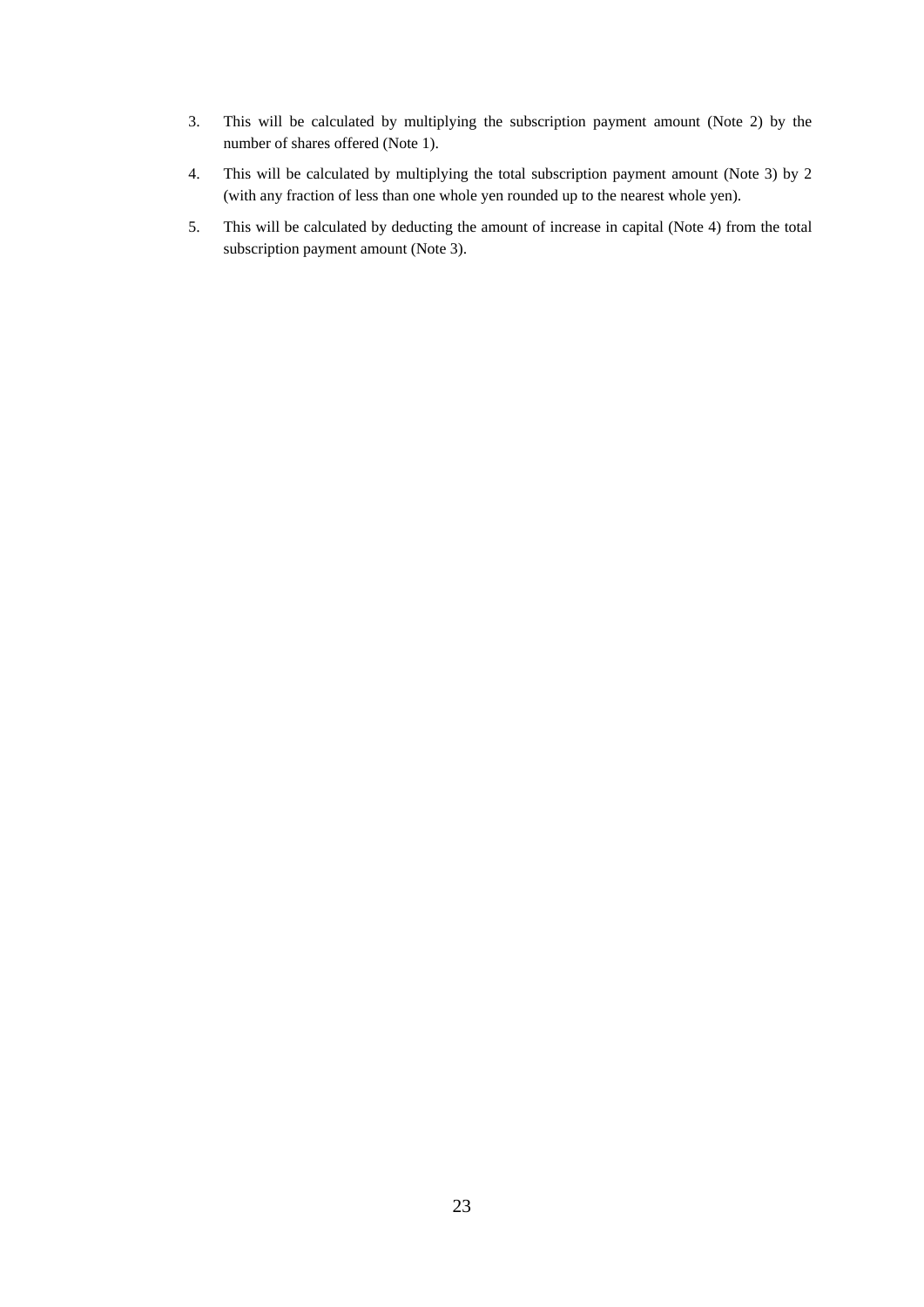3. This will be calculated by multiplying the subscription payment amount (Note 2) by the number of shares offered (Note 1).

4. This will be calculated by multiplying the total subscription payment amount (Note 3) by 2 (with any fraction of less than one whole yen rounded up to the nearest whole yen).

5. This will be calculated by deducting the amount of increase in capital (Note 4) from the total subscription payment amount (Note 3).